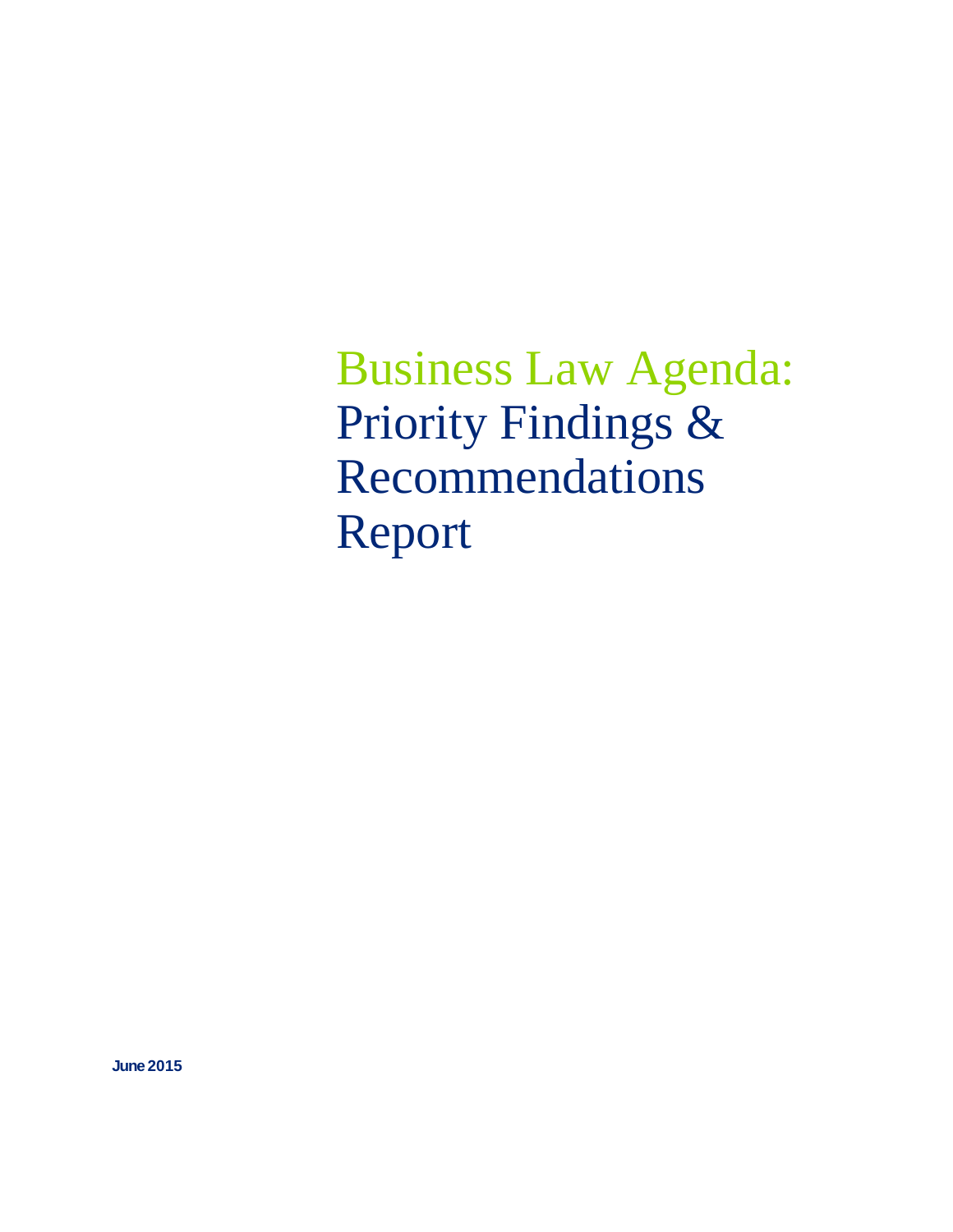# Business Law Agenda: Priority Findings & Recommendations Report

**June 2015**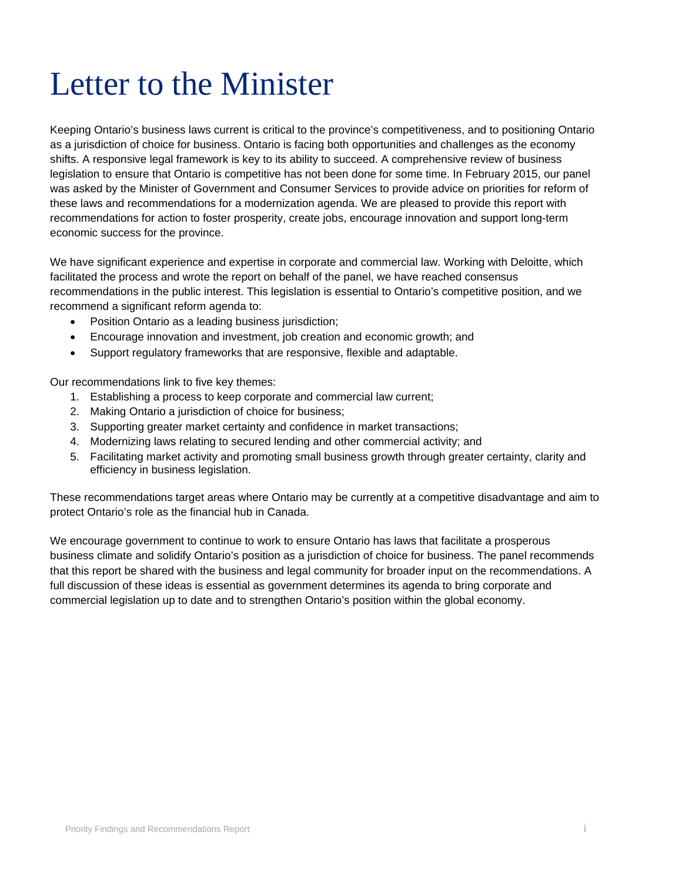# Letter to the Minister

Keeping Ontario's business laws current is critical to the province's competitiveness, and to positioning Ontario as a jurisdiction of choice for business. Ontario is facing both opportunities and challenges as the economy shifts. A responsive legal framework is key to its ability to succeed. A comprehensive review of business legislation to ensure that Ontario is competitive has not been done for some time. In February 2015, our panel was asked by the Minister of Government and Consumer Services to provide advice on priorities for reform of these laws and recommendations for a modernization agenda. We are pleased to provide this report with recommendations for action to foster prosperity, create jobs, encourage innovation and support long-term economic success for the province.

We have significant experience and expertise in corporate and commercial law. Working with Deloitte, which facilitated the process and wrote the report on behalf of the panel, we have reached consensus recommendations in the public interest. This legislation is essential to Ontario's competitive position, and we recommend a significant reform agenda to:

- Position Ontario as a leading business jurisdiction;
- Encourage innovation and investment, job creation and economic growth; and
- Support regulatory frameworks that are responsive, flexible and adaptable.

Our recommendations link to five key themes:

1. Establishing a process to keep corporate and commercial law current;
2. Making Ontario a jurisdiction of choice for business;
3. Supporting greater market certainty and confidence in market transactions;
4. Modernizing laws relating to secured lending and other commercial activity; and
5. Facilitating market activity and promoting small business growth through greater certainty, clarity and efficiency in business legislation.

These recommendations target areas where Ontario may be currently at a competitive disadvantage and aim to protect Ontario's role as the financial hub in Canada.

We encourage government to continue to work to ensure Ontario has laws that facilitate a prosperous business climate and solidify Ontario's position as a jurisdiction of choice for business. The panel recommends that this report be shared with the business and legal community for broader input on the recommendations. A full discussion of these ideas is essential as government determines its agenda to bring corporate and commercial legislation up to date and to strengthen Ontario's position within the global economy.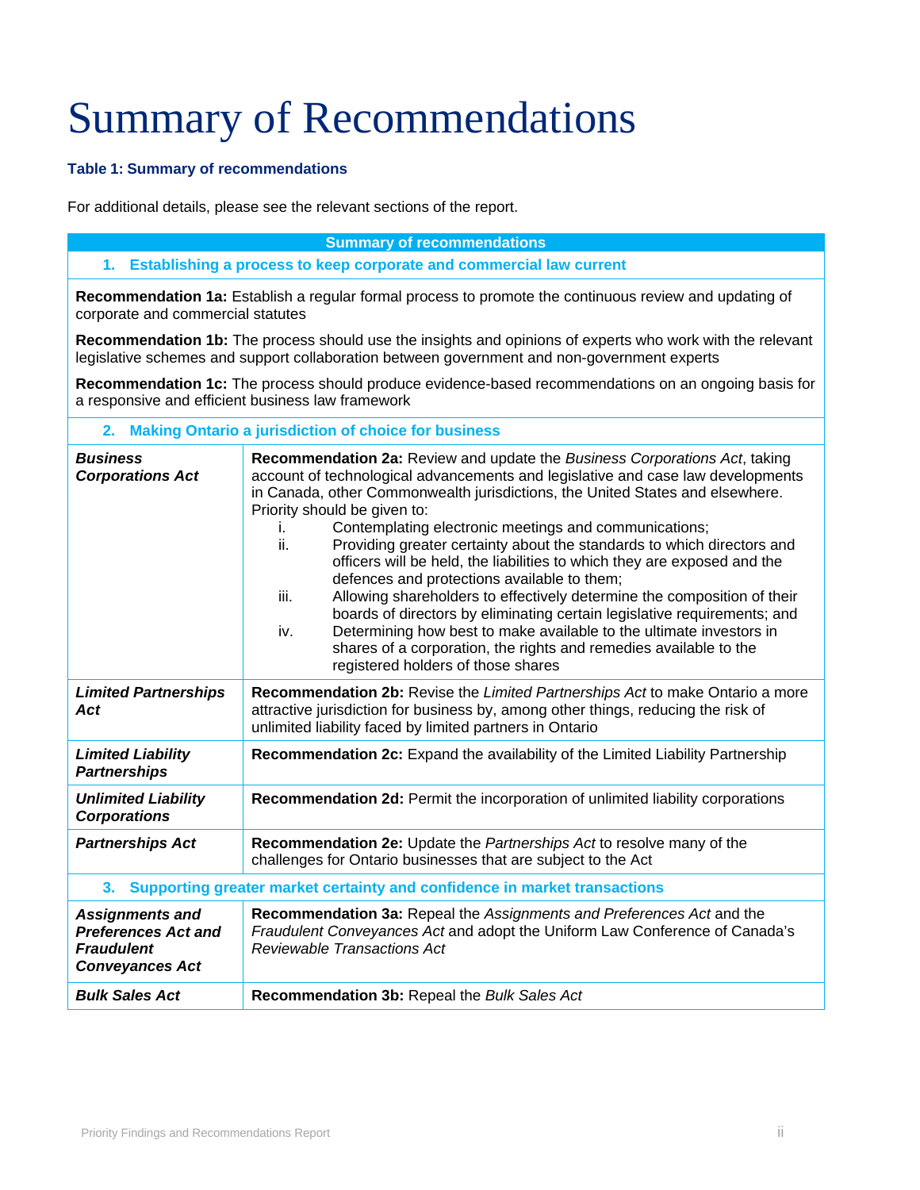# Summary of Recommendations

**Table 1: Summary of recommendations**

For additional details, please see the relevant sections of the report.

| Summary of recommendations | |
|---|---|
| **1. Establishing a process to keep corporate and commercial law current** | |
| **Recommendation 1a:** Establish a regular formal process to promote the continuous review and updating of corporate and commercial statutes<br><br>**Recommendation 1b:** The process should use the insights and opinions of experts who work with the relevant legislative schemes and support collaboration between government and non-government experts<br><br>**Recommendation 1c:** The process should produce evidence-based recommendations on an ongoing basis for a responsive and efficient business law framework | |
| **2. Making Ontario a jurisdiction of choice for business** | |
| ***Business Corporations Act*** | **Recommendation 2a:** Review and update the *Business Corporations Act*, taking account of technological advancements and legislative and case law developments in Canada, other Commonwealth jurisdictions, the United States and elsewhere. Priority should be given to:<br>i. Contemplating electronic meetings and communications;<br>ii. Providing greater certainty about the standards to which directors and officers will be held, the liabilities to which they are exposed and the defences and protections available to them;<br>iii. Allowing shareholders to effectively determine the composition of their boards of directors by eliminating certain legislative requirements; and<br>iv. Determining how best to make available to the ultimate investors in shares of a corporation, the rights and remedies available to the registered holders of those shares |
| ***Limited Partnerships Act*** | **Recommendation 2b:** Revise the *Limited Partnerships Act* to make Ontario a more attractive jurisdiction for business by, among other things, reducing the risk of unlimited liability faced by limited partners in Ontario |
| ***Limited Liability Partnerships*** | **Recommendation 2c:** Expand the availability of the Limited Liability Partnership |
| ***Unlimited Liability Corporations*** | **Recommendation 2d:** Permit the incorporation of unlimited liability corporations |
| ***Partnerships Act*** | **Recommendation 2e:** Update the *Partnerships Act* to resolve many of the challenges for Ontario businesses that are subject to the Act |
| **3. Supporting greater market certainty and confidence in market transactions** | |
| ***Assignments and Preferences Act and Fraudulent Conveyances Act*** | **Recommendation 3a:** Repeal the *Assignments and Preferences Act* and the *Fraudulent Conveyances Act* and adopt the Uniform Law Conference of Canada's *Reviewable Transactions Act* |
| ***Bulk Sales Act*** | **Recommendation 3b:** Repeal the *Bulk Sales Act* |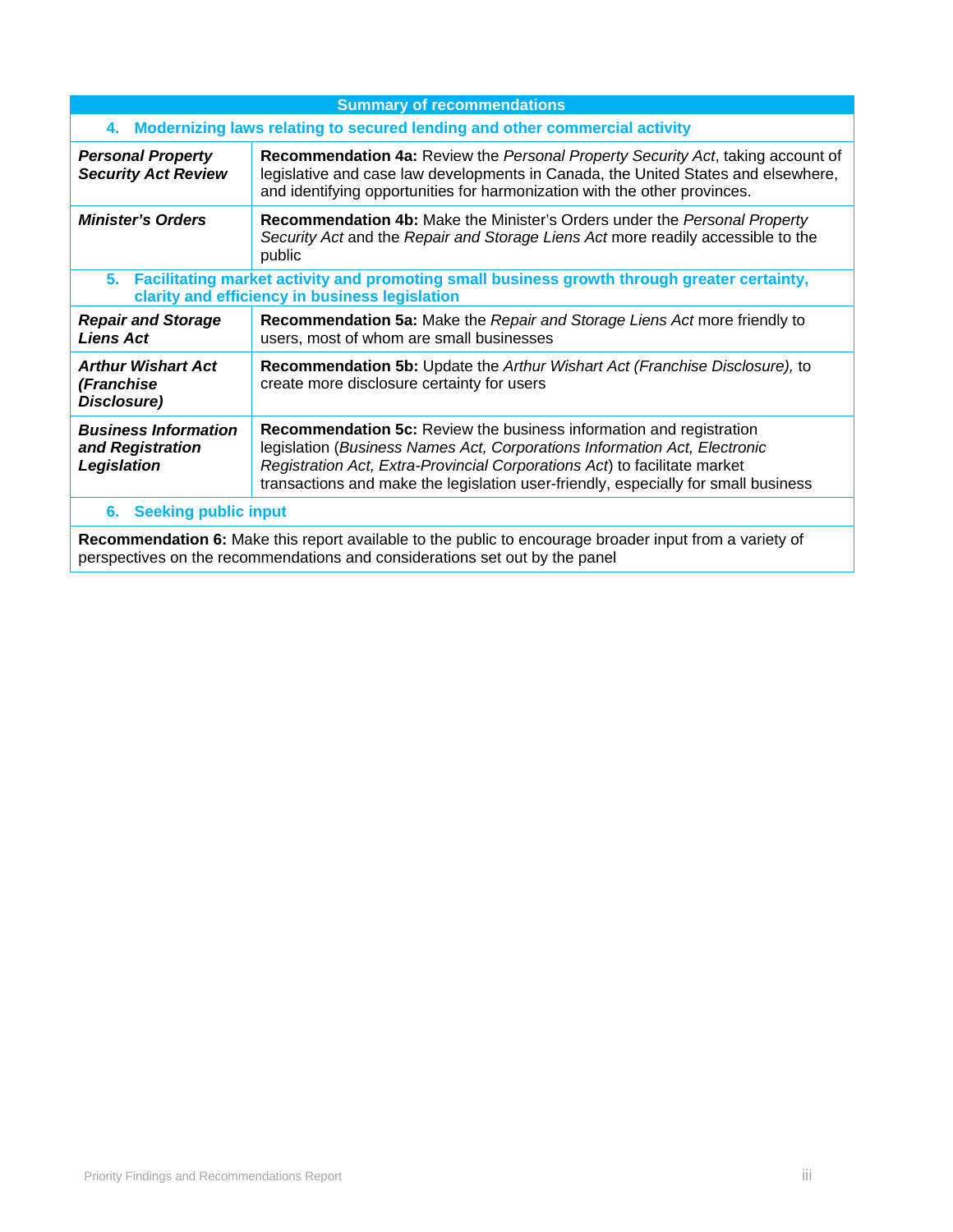| Summary of recommendations | |
|---|---|
| **4. Modernizing laws relating to secured lending and other commercial activity** | |
| ***Personal Property Security Act Review*** | **Recommendation 4a:** Review the *Personal Property Security Act*, taking account of legislative and case law developments in Canada, the United States and elsewhere, and identifying opportunities for harmonization with the other provinces. |
| ***Minister's Orders*** | **Recommendation 4b:** Make the Minister's Orders under the *Personal Property Security Act* and the *Repair and Storage Liens Act* more readily accessible to the public |
| **5. Facilitating market activity and promoting small business growth through greater certainty, clarity and efficiency in business legislation** | |
| ***Repair and Storage Liens Act*** | **Recommendation 5a:** Make the *Repair and Storage Liens Act* more friendly to users, most of whom are small businesses |
| ***Arthur Wishart Act (Franchise Disclosure)*** | **Recommendation 5b:** Update the *Arthur Wishart Act (Franchise Disclosure),* to create more disclosure certainty for users |
| ***Business Information and Registration Legislation*** | **Recommendation 5c:** Review the business information and registration legislation (*Business Names Act, Corporations Information Act, Electronic Registration Act, Extra-Provincial Corporations Act*) to facilitate market transactions and make the legislation user-friendly, especially for small business |
| **6. Seeking public input** | |
| **Recommendation 6:** Make this report available to the public to encourage broader input from a variety of perspectives on the recommendations and considerations set out by the panel | |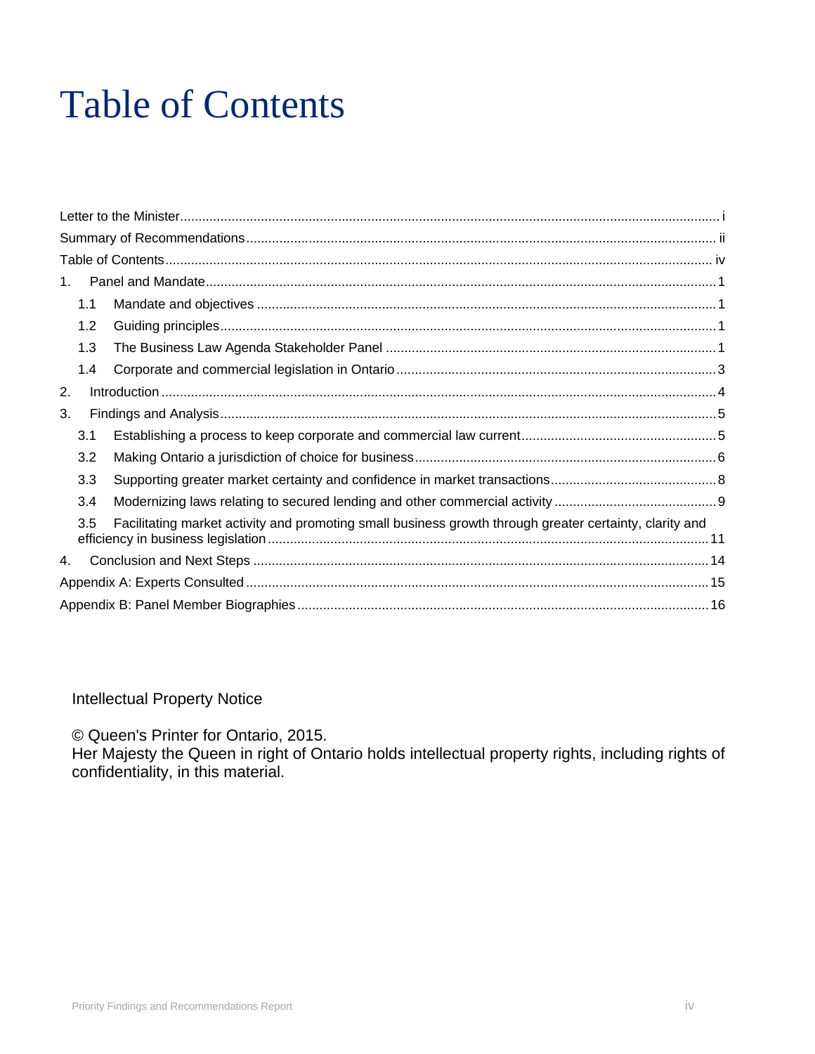# Table of Contents

Letter to the Minister ..... i
Summary of Recommendations ..... ii
Table of Contents ..... iv
1. Panel and Mandate ..... 1
   1.1 Mandate and objectives ..... 1
   1.2 Guiding principles ..... 1
   1.3 The Business Law Agenda Stakeholder Panel ..... 1
   1.4 Corporate and commercial legislation in Ontario ..... 3
2. Introduction ..... 4
3. Findings and Analysis ..... 5
   3.1 Establishing a process to keep corporate and commercial law current ..... 5
   3.2 Making Ontario a jurisdiction of choice for business ..... 6
   3.3 Supporting greater market certainty and confidence in market transactions ..... 8
   3.4 Modernizing laws relating to secured lending and other commercial activity ..... 9
   3.5 Facilitating market activity and promoting small business growth through greater certainty, clarity and efficiency in business legislation ..... 11
4. Conclusion and Next Steps ..... 14
Appendix A: Experts Consulted ..... 15
Appendix B: Panel Member Biographies ..... 16

Intellectual Property Notice

© Queen's Printer for Ontario, 2015.
Her Majesty the Queen in right of Ontario holds intellectual property rights, including rights of confidentiality, in this material.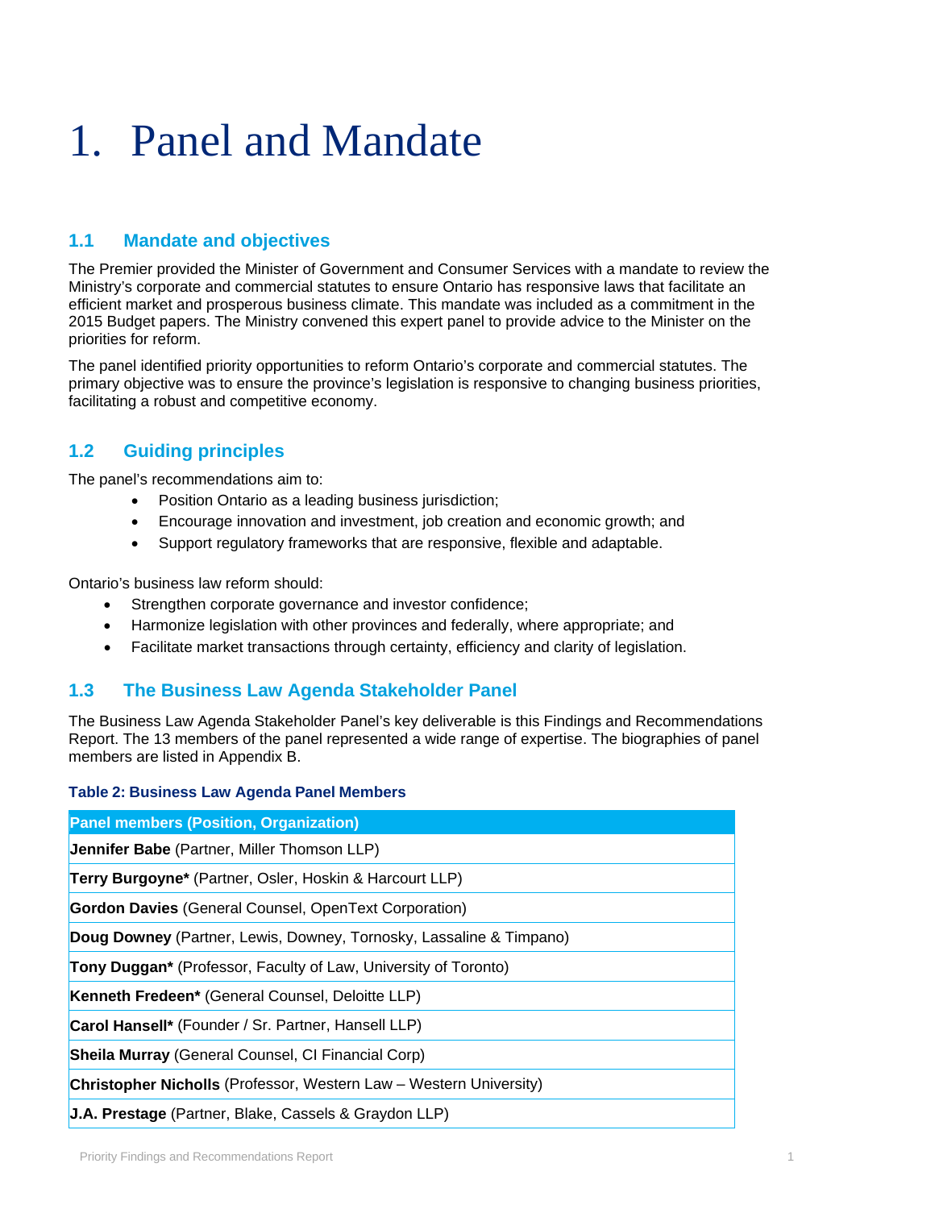# 1. Panel and Mandate

## 1.1 Mandate and objectives

The Premier provided the Minister of Government and Consumer Services with a mandate to review the Ministry's corporate and commercial statutes to ensure Ontario has responsive laws that facilitate an efficient market and prosperous business climate. This mandate was included as a commitment in the 2015 Budget papers. The Ministry convened this expert panel to provide advice to the Minister on the priorities for reform.

The panel identified priority opportunities to reform Ontario's corporate and commercial statutes. The primary objective was to ensure the province's legislation is responsive to changing business priorities, facilitating a robust and competitive economy.

## 1.2 Guiding principles

The panel's recommendations aim to:

- Position Ontario as a leading business jurisdiction;
- Encourage innovation and investment, job creation and economic growth; and
- Support regulatory frameworks that are responsive, flexible and adaptable.

Ontario's business law reform should:

- Strengthen corporate governance and investor confidence;
- Harmonize legislation with other provinces and federally, where appropriate; and
- Facilitate market transactions through certainty, efficiency and clarity of legislation.

## 1.3 The Business Law Agenda Stakeholder Panel

The Business Law Agenda Stakeholder Panel's key deliverable is this Findings and Recommendations Report. The 13 members of the panel represented a wide range of expertise. The biographies of panel members are listed in Appendix B.

**Table 2: Business Law Agenda Panel Members**

| Panel members (Position, Organization) |
|---|
| **Jennifer Babe** (Partner, Miller Thomson LLP) |
| **Terry Burgoyne*** (Partner, Osler, Hoskin & Harcourt LLP) |
| **Gordon Davies** (General Counsel, OpenText Corporation) |
| **Doug Downey** (Partner, Lewis, Downey, Tornosky, Lassaline & Timpano) |
| **Tony Duggan*** (Professor, Faculty of Law, University of Toronto) |
| **Kenneth Fredeen*** (General Counsel, Deloitte LLP) |
| **Carol Hansell*** (Founder / Sr. Partner, Hansell LLP) |
| **Sheila Murray** (General Counsel, CI Financial Corp) |
| **Christopher Nicholls** (Professor, Western Law – Western University) |
| **J.A. Prestage** (Partner, Blake, Cassels & Graydon LLP) |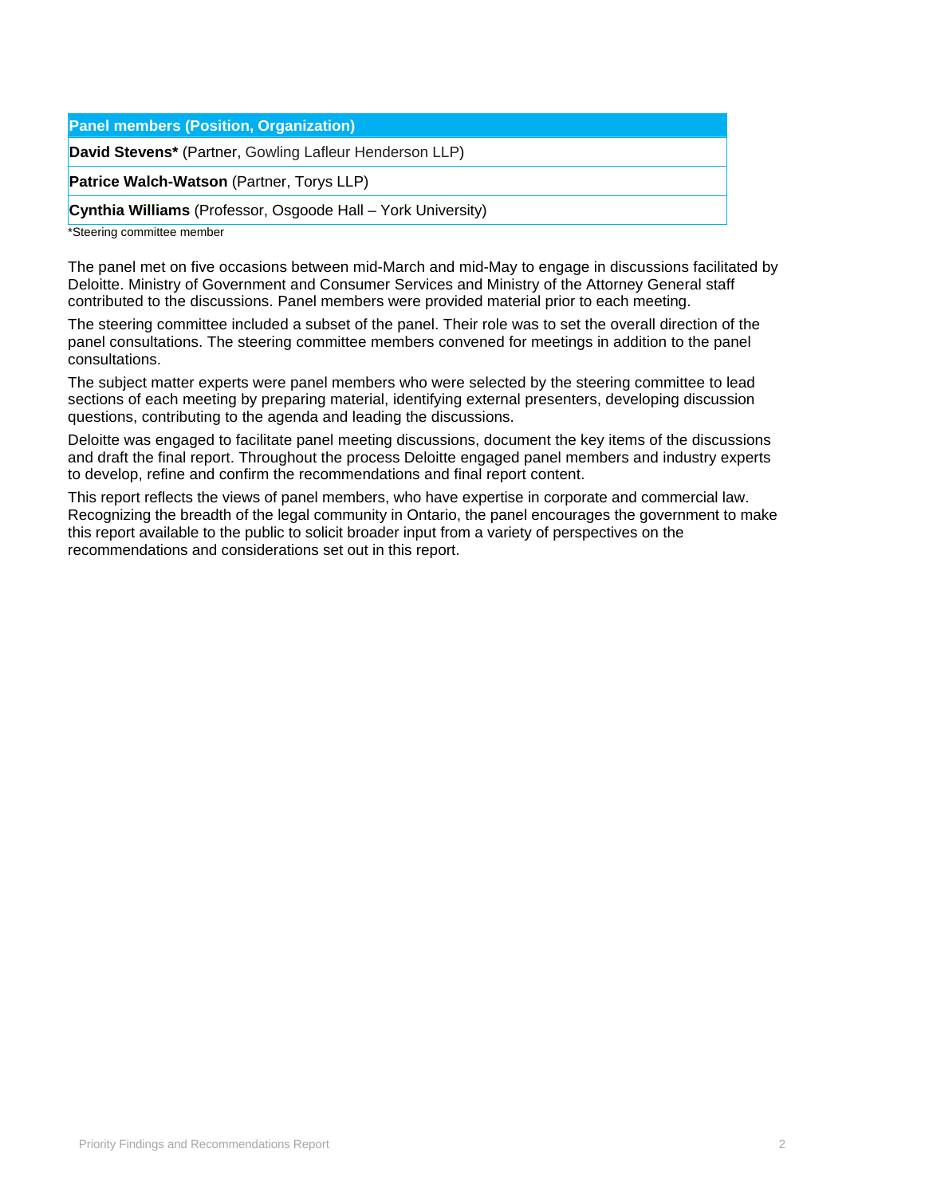| Panel members (Position, Organization) |
| --- |
| **David Stevens*** (Partner, Gowling Lafleur Henderson LLP) |
| **Patrice Walch-Watson** (Partner, Torys LLP) |
| **Cynthia Williams** (Professor, Osgoode Hall – York University) |

*Steering committee member

The panel met on five occasions between mid-March and mid-May to engage in discussions facilitated by Deloitte. Ministry of Government and Consumer Services and Ministry of the Attorney General staff contributed to the discussions. Panel members were provided material prior to each meeting.

The steering committee included a subset of the panel. Their role was to set the overall direction of the panel consultations. The steering committee members convened for meetings in addition to the panel consultations.

The subject matter experts were panel members who were selected by the steering committee to lead sections of each meeting by preparing material, identifying external presenters, developing discussion questions, contributing to the agenda and leading the discussions.

Deloitte was engaged to facilitate panel meeting discussions, document the key items of the discussions and draft the final report. Throughout the process Deloitte engaged panel members and industry experts to develop, refine and confirm the recommendations and final report content.

This report reflects the views of panel members, who have expertise in corporate and commercial law. Recognizing the breadth of the legal community in Ontario, the panel encourages the government to make this report available to the public to solicit broader input from a variety of perspectives on the recommendations and considerations set out in this report.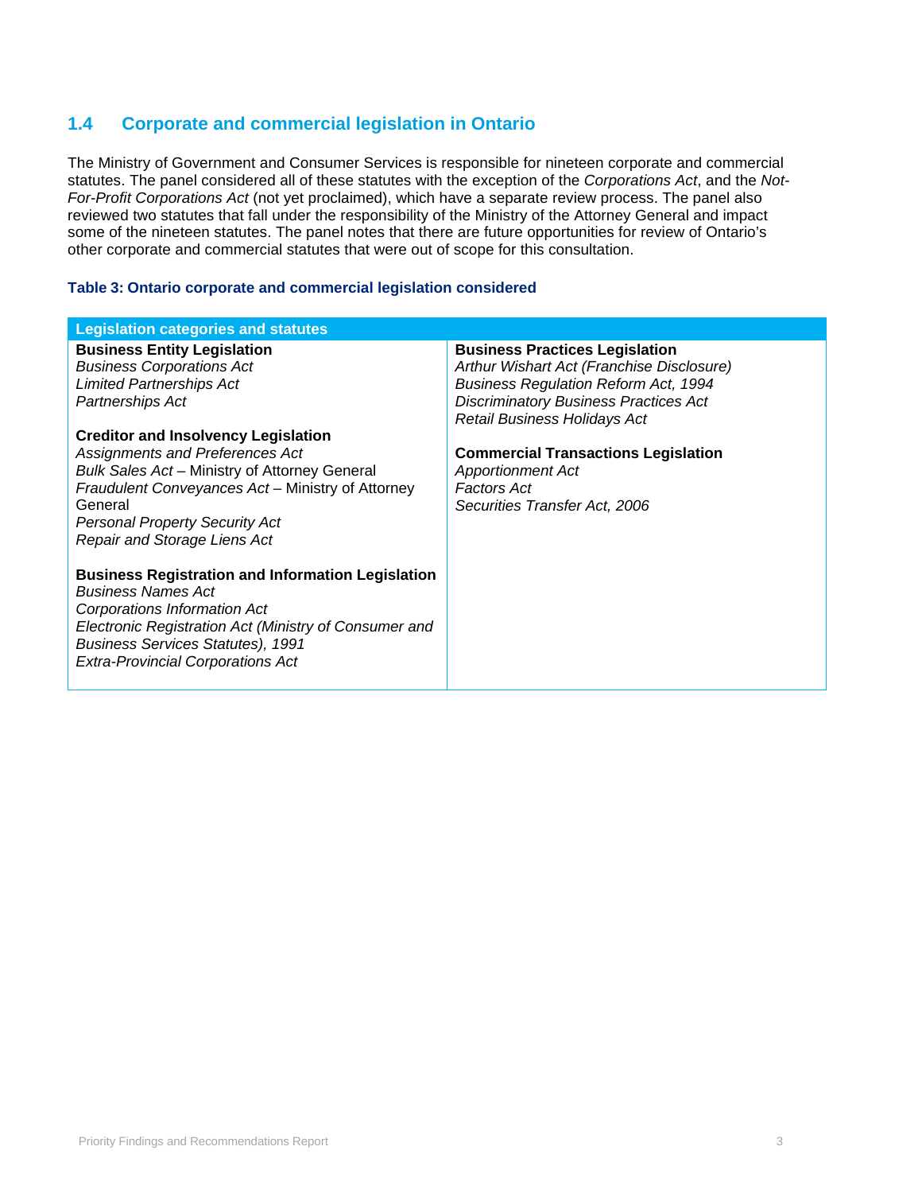## 1.4 Corporate and commercial legislation in Ontario

The Ministry of Government and Consumer Services is responsible for nineteen corporate and commercial statutes. The panel considered all of these statutes with the exception of the *Corporations Act*, and the *Not-For-Profit Corporations Act* (not yet proclaimed), which have a separate review process. The panel also reviewed two statutes that fall under the responsibility of the Ministry of the Attorney General and impact some of the nineteen statutes. The panel notes that there are future opportunities for review of Ontario's other corporate and commercial statutes that were out of scope for this consultation.

**Table 3: Ontario corporate and commercial legislation considered**

| Legislation categories and statutes | |
|---|---|
| **Business Entity Legislation**<br>*Business Corporations Act*<br>*Limited Partnerships Act*<br>*Partnerships Act*<br><br>**Creditor and Insolvency Legislation**<br>*Assignments and Preferences Act*<br>*Bulk Sales Act* – Ministry of Attorney General<br>*Fraudulent Conveyances Act* – Ministry of Attorney General<br>*Personal Property Security Act*<br>*Repair and Storage Liens Act*<br><br>**Business Registration and Information Legislation**<br>*Business Names Act*<br>*Corporations Information Act*<br>*Electronic Registration Act (Ministry of Consumer and Business Services Statutes), 1991*<br>*Extra-Provincial Corporations Act* | **Business Practices Legislation**<br>*Arthur Wishart Act (Franchise Disclosure)*<br>*Business Regulation Reform Act, 1994*<br>*Discriminatory Business Practices Act*<br>*Retail Business Holidays Act*<br><br>**Commercial Transactions Legislation**<br>*Apportionment Act*<br>*Factors Act*<br>*Securities Transfer Act, 2006* |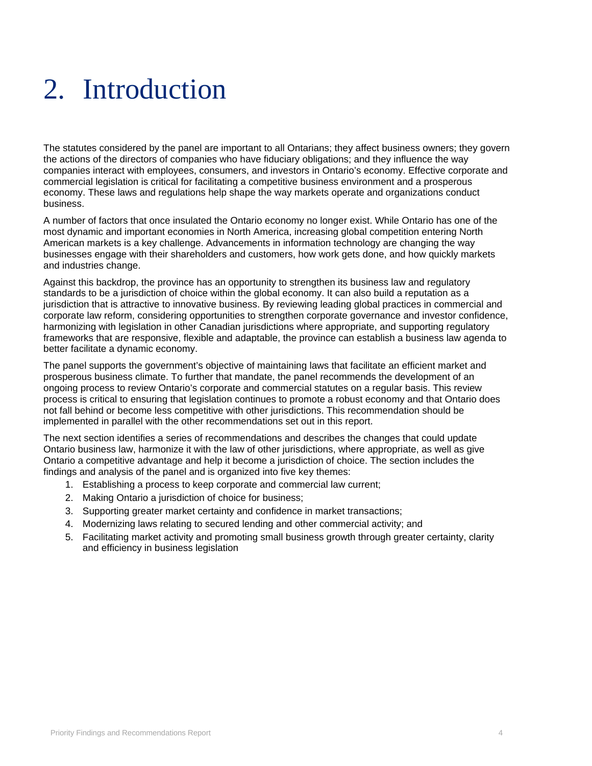# 2. Introduction

The statutes considered by the panel are important to all Ontarians; they affect business owners; they govern the actions of the directors of companies who have fiduciary obligations; and they influence the way companies interact with employees, consumers, and investors in Ontario's economy. Effective corporate and commercial legislation is critical for facilitating a competitive business environment and a prosperous economy. These laws and regulations help shape the way markets operate and organizations conduct business.

A number of factors that once insulated the Ontario economy no longer exist. While Ontario has one of the most dynamic and important economies in North America, increasing global competition entering North American markets is a key challenge. Advancements in information technology are changing the way businesses engage with their shareholders and customers, how work gets done, and how quickly markets and industries change.

Against this backdrop, the province has an opportunity to strengthen its business law and regulatory standards to be a jurisdiction of choice within the global economy. It can also build a reputation as a jurisdiction that is attractive to innovative business. By reviewing leading global practices in commercial and corporate law reform, considering opportunities to strengthen corporate governance and investor confidence, harmonizing with legislation in other Canadian jurisdictions where appropriate, and supporting regulatory frameworks that are responsive, flexible and adaptable, the province can establish a business law agenda to better facilitate a dynamic economy.

The panel supports the government's objective of maintaining laws that facilitate an efficient market and prosperous business climate. To further that mandate, the panel recommends the development of an ongoing process to review Ontario's corporate and commercial statutes on a regular basis. This review process is critical to ensuring that legislation continues to promote a robust economy and that Ontario does not fall behind or become less competitive with other jurisdictions. This recommendation should be implemented in parallel with the other recommendations set out in this report.

The next section identifies a series of recommendations and describes the changes that could update Ontario business law, harmonize it with the law of other jurisdictions, where appropriate, as well as give Ontario a competitive advantage and help it become a jurisdiction of choice. The section includes the findings and analysis of the panel and is organized into five key themes:

1. Establishing a process to keep corporate and commercial law current;
2. Making Ontario a jurisdiction of choice for business;
3. Supporting greater market certainty and confidence in market transactions;
4. Modernizing laws relating to secured lending and other commercial activity; and
5. Facilitating market activity and promoting small business growth through greater certainty, clarity and efficiency in business legislation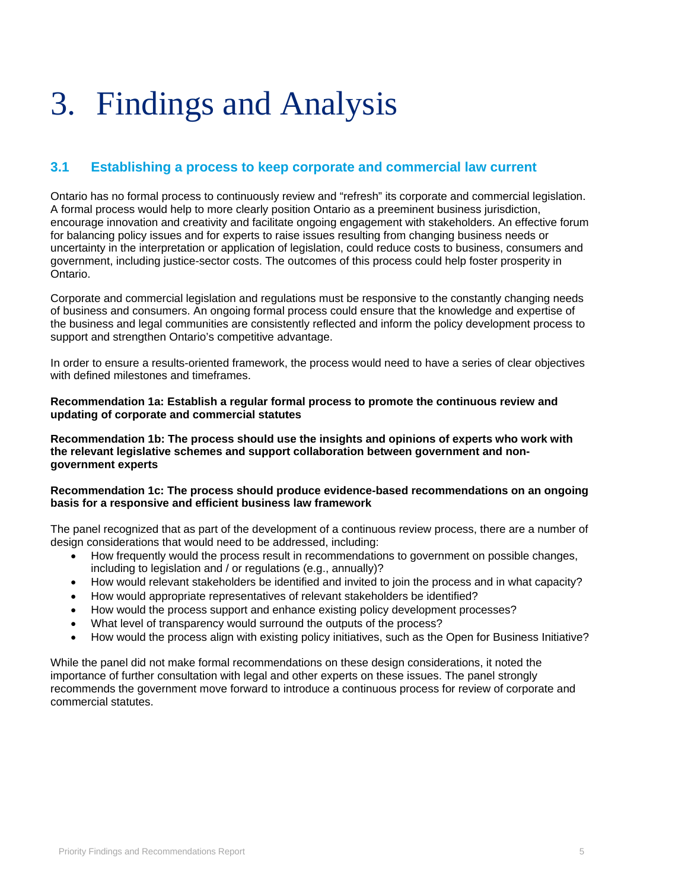# 3. Findings and Analysis

## 3.1 Establishing a process to keep corporate and commercial law current

Ontario has no formal process to continuously review and “refresh” its corporate and commercial legislation. A formal process would help to more clearly position Ontario as a preeminent business jurisdiction, encourage innovation and creativity and facilitate ongoing engagement with stakeholders. An effective forum for balancing policy issues and for experts to raise issues resulting from changing business needs or uncertainty in the interpretation or application of legislation, could reduce costs to business, consumers and government, including justice-sector costs. The outcomes of this process could help foster prosperity in Ontario.

Corporate and commercial legislation and regulations must be responsive to the constantly changing needs of business and consumers. An ongoing formal process could ensure that the knowledge and expertise of the business and legal communities are consistently reflected and inform the policy development process to support and strengthen Ontario’s competitive advantage.

In order to ensure a results-oriented framework, the process would need to have a series of clear objectives with defined milestones and timeframes.

**Recommendation 1a: Establish a regular formal process to promote the continuous review and updating of corporate and commercial statutes**

**Recommendation 1b: The process should use the insights and opinions of experts who work with the relevant legislative schemes and support collaboration between government and non-government experts**

**Recommendation 1c: The process should produce evidence-based recommendations on an ongoing basis for a responsive and efficient business law framework**

The panel recognized that as part of the development of a continuous review process, there are a number of design considerations that would need to be addressed, including:

- How frequently would the process result in recommendations to government on possible changes, including to legislation and / or regulations (e.g., annually)?
- How would relevant stakeholders be identified and invited to join the process and in what capacity?
- How would appropriate representatives of relevant stakeholders be identified?
- How would the process support and enhance existing policy development processes?
- What level of transparency would surround the outputs of the process?
- How would the process align with existing policy initiatives, such as the Open for Business Initiative?

While the panel did not make formal recommendations on these design considerations, it noted the importance of further consultation with legal and other experts on these issues. The panel strongly recommends the government move forward to introduce a continuous process for review of corporate and commercial statutes.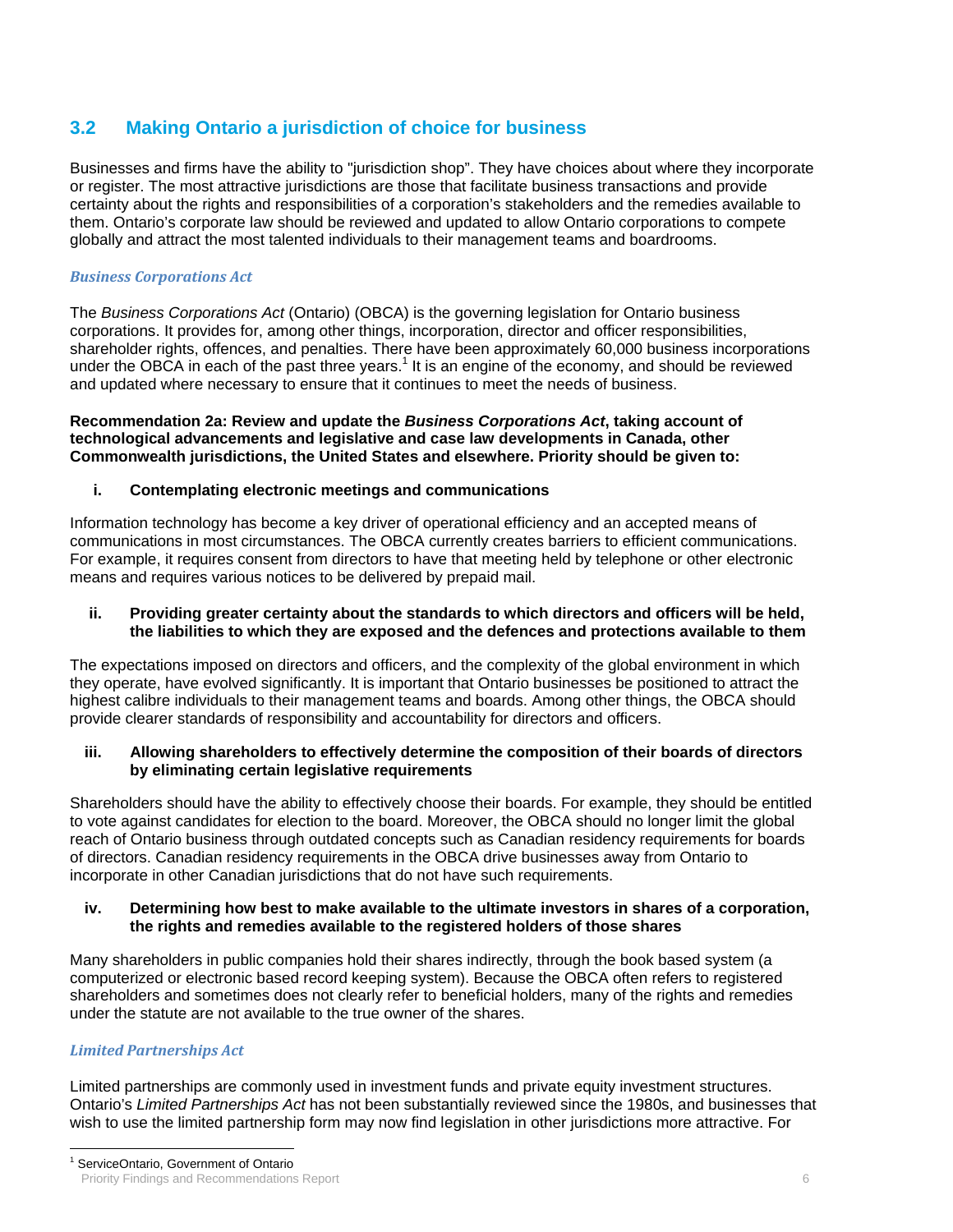## 3.2 Making Ontario a jurisdiction of choice for business

Businesses and firms have the ability to "jurisdiction shop". They have choices about where they incorporate or register. The most attractive jurisdictions are those that facilitate business transactions and provide certainty about the rights and responsibilities of a corporation's stakeholders and the remedies available to them. Ontario's corporate law should be reviewed and updated to allow Ontario corporations to compete globally and attract the most talented individuals to their management teams and boardrooms.

### *Business Corporations Act*

The *Business Corporations Act* (Ontario) (OBCA) is the governing legislation for Ontario business corporations. It provides for, among other things, incorporation, director and officer responsibilities, shareholder rights, offences, and penalties. There have been approximately 60,000 business incorporations under the OBCA in each of the past three years.[1] It is an engine of the economy, and should be reviewed and updated where necessary to ensure that it continues to meet the needs of business.

**Recommendation 2a: Review and update the *Business Corporations Act*, taking account of technological advancements and legislative and case law developments in Canada, other Commonwealth jurisdictions, the United States and elsewhere. Priority should be given to:**

**i. Contemplating electronic meetings and communications**

Information technology has become a key driver of operational efficiency and an accepted means of communications in most circumstances. The OBCA currently creates barriers to efficient communications. For example, it requires consent from directors to have that meeting held by telephone or other electronic means and requires various notices to be delivered by prepaid mail.

**ii. Providing greater certainty about the standards to which directors and officers will be held, the liabilities to which they are exposed and the defences and protections available to them**

The expectations imposed on directors and officers, and the complexity of the global environment in which they operate, have evolved significantly. It is important that Ontario businesses be positioned to attract the highest calibre individuals to their management teams and boards. Among other things, the OBCA should provide clearer standards of responsibility and accountability for directors and officers.

**iii. Allowing shareholders to effectively determine the composition of their boards of directors by eliminating certain legislative requirements**

Shareholders should have the ability to effectively choose their boards. For example, they should be entitled to vote against candidates for election to the board. Moreover, the OBCA should no longer limit the global reach of Ontario business through outdated concepts such as Canadian residency requirements for boards of directors. Canadian residency requirements in the OBCA drive businesses away from Ontario to incorporate in other Canadian jurisdictions that do not have such requirements.

**iv. Determining how best to make available to the ultimate investors in shares of a corporation, the rights and remedies available to the registered holders of those shares**

Many shareholders in public companies hold their shares indirectly, through the book based system (a computerized or electronic based record keeping system). Because the OBCA often refers to registered shareholders and sometimes does not clearly refer to beneficial holders, many of the rights and remedies under the statute are not available to the true owner of the shares.

### *Limited Partnerships Act*

Limited partnerships are commonly used in investment funds and private equity investment structures. Ontario's *Limited Partnerships Act* has not been substantially reviewed since the 1980s, and businesses that wish to use the limited partnership form may now find legislation in other jurisdictions more attractive. For

[1] ServiceOntario, Government of Ontario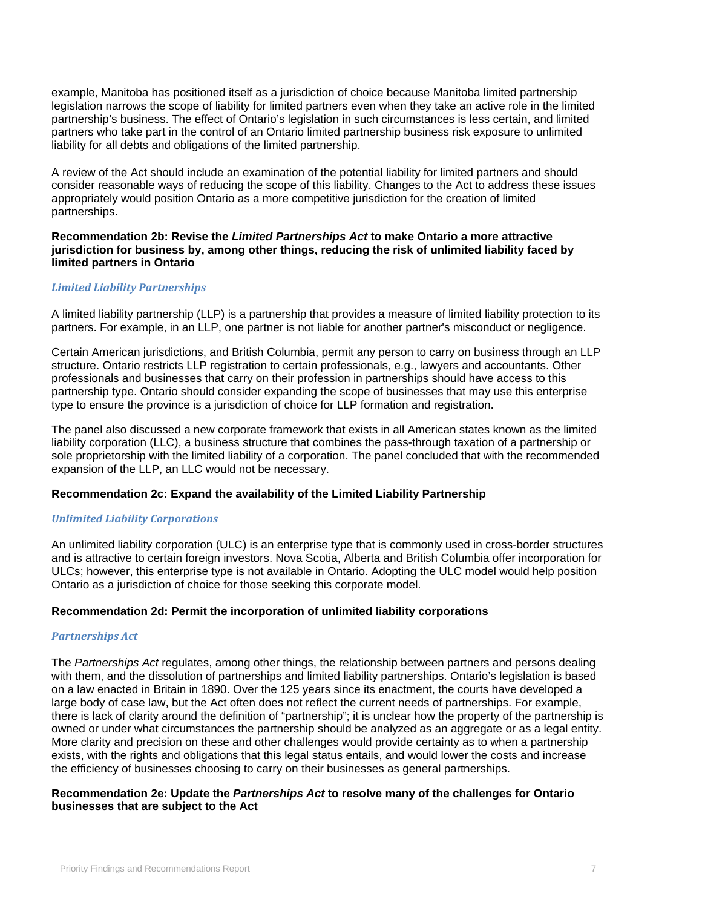example, Manitoba has positioned itself as a jurisdiction of choice because Manitoba limited partnership legislation narrows the scope of liability for limited partners even when they take an active role in the limited partnership's business. The effect of Ontario's legislation in such circumstances is less certain, and limited partners who take part in the control of an Ontario limited partnership business risk exposure to unlimited liability for all debts and obligations of the limited partnership.

A review of the Act should include an examination of the potential liability for limited partners and should consider reasonable ways of reducing the scope of this liability. Changes to the Act to address these issues appropriately would position Ontario as a more competitive jurisdiction for the creation of limited partnerships.

**Recommendation 2b: Revise the *Limited Partnerships Act* to make Ontario a more attractive jurisdiction for business by, among other things, reducing the risk of unlimited liability faced by limited partners in Ontario**

### *Limited Liability Partnerships*

A limited liability partnership (LLP) is a partnership that provides a measure of limited liability protection to its partners. For example, in an LLP, one partner is not liable for another partner's misconduct or negligence.

Certain American jurisdictions, and British Columbia, permit any person to carry on business through an LLP structure. Ontario restricts LLP registration to certain professionals, e.g., lawyers and accountants. Other professionals and businesses that carry on their profession in partnerships should have access to this partnership type. Ontario should consider expanding the scope of businesses that may use this enterprise type to ensure the province is a jurisdiction of choice for LLP formation and registration.

The panel also discussed a new corporate framework that exists in all American states known as the limited liability corporation (LLC), a business structure that combines the pass-through taxation of a partnership or sole proprietorship with the limited liability of a corporation. The panel concluded that with the recommended expansion of the LLP, an LLC would not be necessary.

**Recommendation 2c: Expand the availability of the Limited Liability Partnership**

### *Unlimited Liability Corporations*

An unlimited liability corporation (ULC) is an enterprise type that is commonly used in cross-border structures and is attractive to certain foreign investors. Nova Scotia, Alberta and British Columbia offer incorporation for ULCs; however, this enterprise type is not available in Ontario. Adopting the ULC model would help position Ontario as a jurisdiction of choice for those seeking this corporate model.

**Recommendation 2d: Permit the incorporation of unlimited liability corporations**

### *Partnerships Act*

The *Partnerships Act* regulates, among other things, the relationship between partners and persons dealing with them, and the dissolution of partnerships and limited liability partnerships. Ontario's legislation is based on a law enacted in Britain in 1890. Over the 125 years since its enactment, the courts have developed a large body of case law, but the Act often does not reflect the current needs of partnerships. For example, there is lack of clarity around the definition of "partnership"; it is unclear how the property of the partnership is owned or under what circumstances the partnership should be analyzed as an aggregate or as a legal entity. More clarity and precision on these and other challenges would provide certainty as to when a partnership exists, with the rights and obligations that this legal status entails, and would lower the costs and increase the efficiency of businesses choosing to carry on their businesses as general partnerships.

**Recommendation 2e: Update the *Partnerships Act* to resolve many of the challenges for Ontario businesses that are subject to the Act**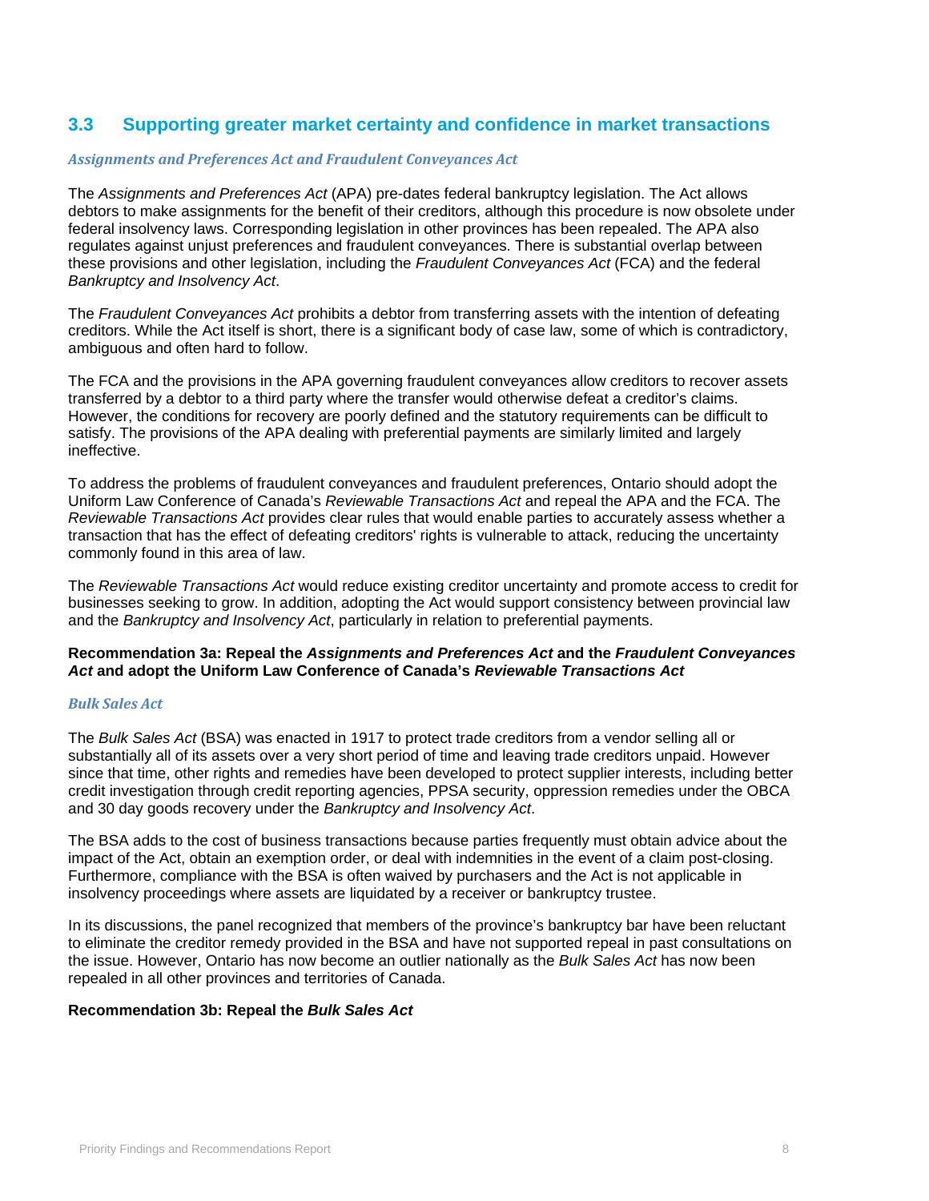## 3.3 Supporting greater market certainty and confidence in market transactions

### *Assignments and Preferences Act and Fraudulent Conveyances Act*

The *Assignments and Preferences Act* (APA) pre-dates federal bankruptcy legislation. The Act allows debtors to make assignments for the benefit of their creditors, although this procedure is now obsolete under federal insolvency laws. Corresponding legislation in other provinces has been repealed. The APA also regulates against unjust preferences and fraudulent conveyances. There is substantial overlap between these provisions and other legislation, including the *Fraudulent Conveyances Act* (FCA) and the federal *Bankruptcy and Insolvency Act*.

The *Fraudulent Conveyances Act* prohibits a debtor from transferring assets with the intention of defeating creditors. While the Act itself is short, there is a significant body of case law, some of which is contradictory, ambiguous and often hard to follow.

The FCA and the provisions in the APA governing fraudulent conveyances allow creditors to recover assets transferred by a debtor to a third party where the transfer would otherwise defeat a creditor's claims. However, the conditions for recovery are poorly defined and the statutory requirements can be difficult to satisfy. The provisions of the APA dealing with preferential payments are similarly limited and largely ineffective.

To address the problems of fraudulent conveyances and fraudulent preferences, Ontario should adopt the Uniform Law Conference of Canada's *Reviewable Transactions Act* and repeal the APA and the FCA. The *Reviewable Transactions Act* provides clear rules that would enable parties to accurately assess whether a transaction that has the effect of defeating creditors' rights is vulnerable to attack, reducing the uncertainty commonly found in this area of law.

The *Reviewable Transactions Act* would reduce existing creditor uncertainty and promote access to credit for businesses seeking to grow. In addition, adopting the Act would support consistency between provincial law and the *Bankruptcy and Insolvency Act*, particularly in relation to preferential payments.

**Recommendation 3a: Repeal the *Assignments and Preferences Act* and the *Fraudulent Conveyances Act* and adopt the Uniform Law Conference of Canada's *Reviewable Transactions Act***

### *Bulk Sales Act*

The *Bulk Sales Act* (BSA) was enacted in 1917 to protect trade creditors from a vendor selling all or substantially all of its assets over a very short period of time and leaving trade creditors unpaid. However since that time, other rights and remedies have been developed to protect supplier interests, including better credit investigation through credit reporting agencies, PPSA security, oppression remedies under the OBCA and 30 day goods recovery under the *Bankruptcy and Insolvency Act*.

The BSA adds to the cost of business transactions because parties frequently must obtain advice about the impact of the Act, obtain an exemption order, or deal with indemnities in the event of a claim post-closing. Furthermore, compliance with the BSA is often waived by purchasers and the Act is not applicable in insolvency proceedings where assets are liquidated by a receiver or bankruptcy trustee.

In its discussions, the panel recognized that members of the province's bankruptcy bar have been reluctant to eliminate the creditor remedy provided in the BSA and have not supported repeal in past consultations on the issue. However, Ontario has now become an outlier nationally as the *Bulk Sales Act* has now been repealed in all other provinces and territories of Canada.

**Recommendation 3b: Repeal the *Bulk Sales Act***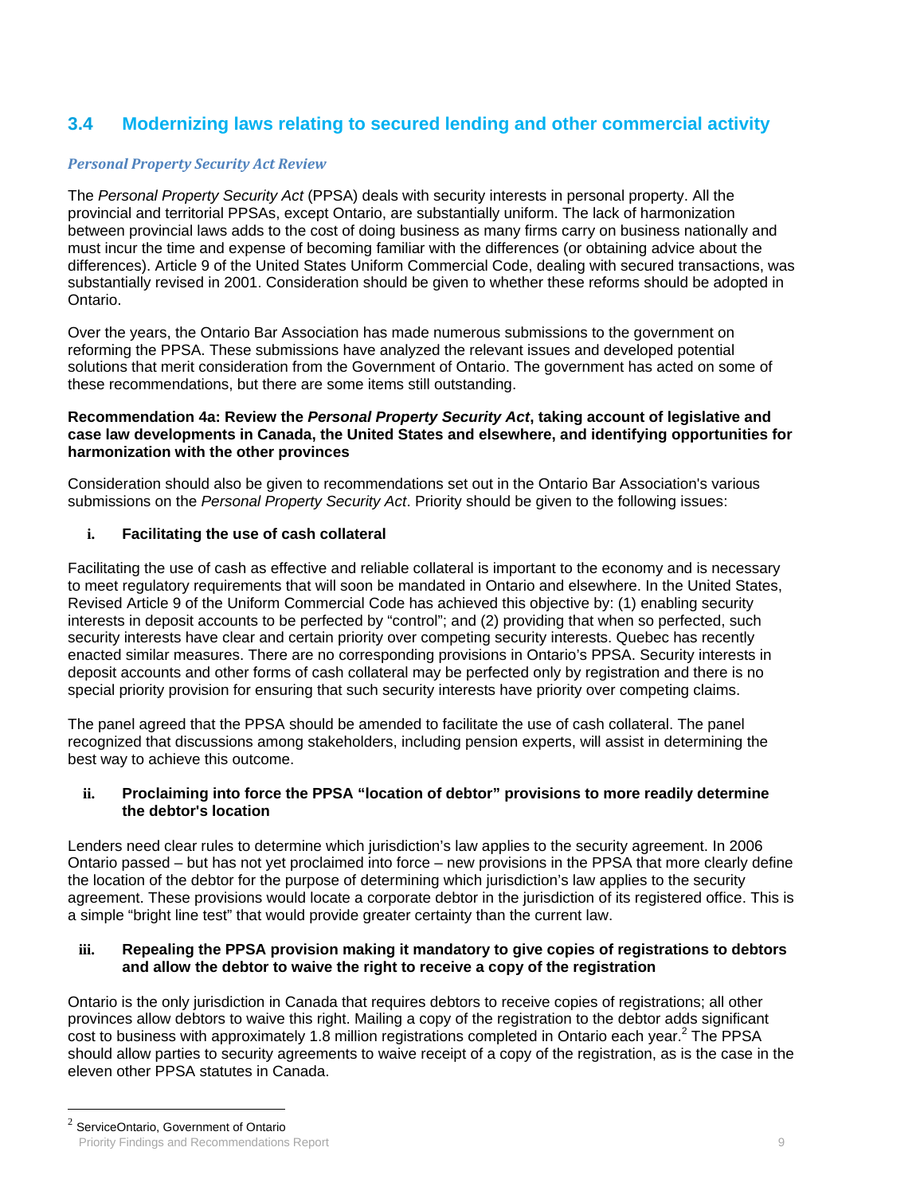## 3.4 Modernizing laws relating to secured lending and other commercial activity

### *Personal Property Security Act Review*

The *Personal Property Security Act* (PPSA) deals with security interests in personal property. All the provincial and territorial PPSAs, except Ontario, are substantially uniform. The lack of harmonization between provincial laws adds to the cost of doing business as many firms carry on business nationally and must incur the time and expense of becoming familiar with the differences (or obtaining advice about the differences). Article 9 of the United States Uniform Commercial Code, dealing with secured transactions, was substantially revised in 2001. Consideration should be given to whether these reforms should be adopted in Ontario.

Over the years, the Ontario Bar Association has made numerous submissions to the government on reforming the PPSA. These submissions have analyzed the relevant issues and developed potential solutions that merit consideration from the Government of Ontario. The government has acted on some of these recommendations, but there are some items still outstanding.

**Recommendation 4a: Review the *Personal Property Security Act*, taking account of legislative and case law developments in Canada, the United States and elsewhere, and identifying opportunities for harmonization with the other provinces**

Consideration should also be given to recommendations set out in the Ontario Bar Association's various submissions on the *Personal Property Security Act*. Priority should be given to the following issues:

**i. Facilitating the use of cash collateral**

Facilitating the use of cash as effective and reliable collateral is important to the economy and is necessary to meet regulatory requirements that will soon be mandated in Ontario and elsewhere. In the United States, Revised Article 9 of the Uniform Commercial Code has achieved this objective by: (1) enabling security interests in deposit accounts to be perfected by "control"; and (2) providing that when so perfected, such security interests have clear and certain priority over competing security interests. Quebec has recently enacted similar measures. There are no corresponding provisions in Ontario's PPSA. Security interests in deposit accounts and other forms of cash collateral may be perfected only by registration and there is no special priority provision for ensuring that such security interests have priority over competing claims.

The panel agreed that the PPSA should be amended to facilitate the use of cash collateral. The panel recognized that discussions among stakeholders, including pension experts, will assist in determining the best way to achieve this outcome.

**ii. Proclaiming into force the PPSA "location of debtor" provisions to more readily determine the debtor's location**

Lenders need clear rules to determine which jurisdiction's law applies to the security agreement. In 2006 Ontario passed – but has not yet proclaimed into force – new provisions in the PPSA that more clearly define the location of the debtor for the purpose of determining which jurisdiction's law applies to the security agreement. These provisions would locate a corporate debtor in the jurisdiction of its registered office. This is a simple "bright line test" that would provide greater certainty than the current law.

**iii. Repealing the PPSA provision making it mandatory to give copies of registrations to debtors and allow the debtor to waive the right to receive a copy of the registration**

Ontario is the only jurisdiction in Canada that requires debtors to receive copies of registrations; all other provinces allow debtors to waive this right. Mailing a copy of the registration to the debtor adds significant cost to business with approximately 1.8 million registrations completed in Ontario each year.[2] The PPSA should allow parties to security agreements to waive receipt of a copy of the registration, as is the case in the eleven other PPSA statutes in Canada.

[2] ServiceOntario, Government of Ontario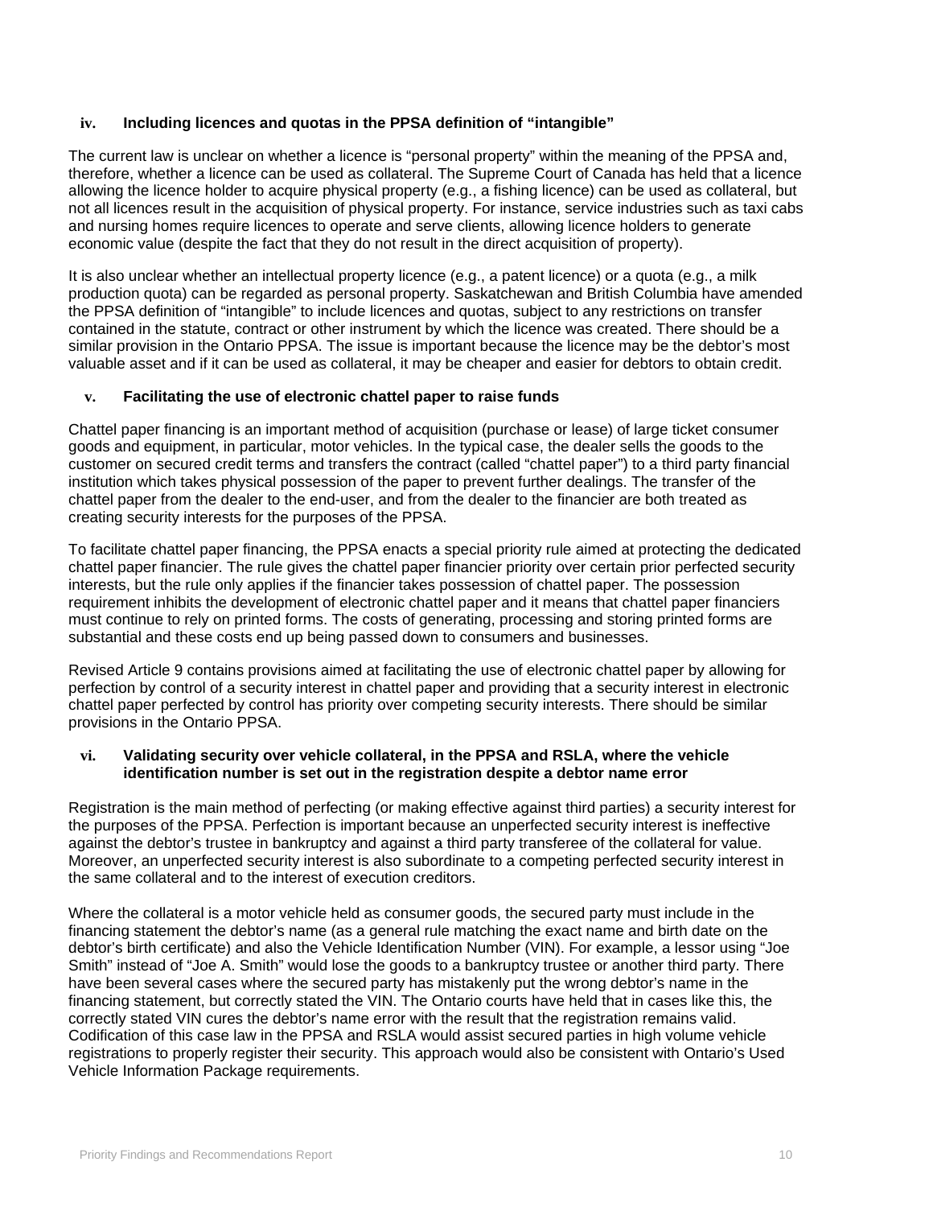### iv. Including licences and quotas in the PPSA definition of "intangible"

The current law is unclear on whether a licence is "personal property" within the meaning of the PPSA and, therefore, whether a licence can be used as collateral. The Supreme Court of Canada has held that a licence allowing the licence holder to acquire physical property (e.g., a fishing licence) can be used as collateral, but not all licences result in the acquisition of physical property. For instance, service industries such as taxi cabs and nursing homes require licences to operate and serve clients, allowing licence holders to generate economic value (despite the fact that they do not result in the direct acquisition of property).

It is also unclear whether an intellectual property licence (e.g., a patent licence) or a quota (e.g., a milk production quota) can be regarded as personal property. Saskatchewan and British Columbia have amended the PPSA definition of "intangible" to include licences and quotas, subject to any restrictions on transfer contained in the statute, contract or other instrument by which the licence was created. There should be a similar provision in the Ontario PPSA. The issue is important because the licence may be the debtor's most valuable asset and if it can be used as collateral, it may be cheaper and easier for debtors to obtain credit.

### v. Facilitating the use of electronic chattel paper to raise funds

Chattel paper financing is an important method of acquisition (purchase or lease) of large ticket consumer goods and equipment, in particular, motor vehicles. In the typical case, the dealer sells the goods to the customer on secured credit terms and transfers the contract (called "chattel paper") to a third party financial institution which takes physical possession of the paper to prevent further dealings. The transfer of the chattel paper from the dealer to the end-user, and from the dealer to the financier are both treated as creating security interests for the purposes of the PPSA.

To facilitate chattel paper financing, the PPSA enacts a special priority rule aimed at protecting the dedicated chattel paper financier. The rule gives the chattel paper financier priority over certain prior perfected security interests, but the rule only applies if the financier takes possession of chattel paper. The possession requirement inhibits the development of electronic chattel paper and it means that chattel paper financiers must continue to rely on printed forms. The costs of generating, processing and storing printed forms are substantial and these costs end up being passed down to consumers and businesses.

Revised Article 9 contains provisions aimed at facilitating the use of electronic chattel paper by allowing for perfection by control of a security interest in chattel paper and providing that a security interest in electronic chattel paper perfected by control has priority over competing security interests. There should be similar provisions in the Ontario PPSA.

### vi. Validating security over vehicle collateral, in the PPSA and RSLA, where the vehicle identification number is set out in the registration despite a debtor name error

Registration is the main method of perfecting (or making effective against third parties) a security interest for the purposes of the PPSA. Perfection is important because an unperfected security interest is ineffective against the debtor's trustee in bankruptcy and against a third party transferee of the collateral for value. Moreover, an unperfected security interest is also subordinate to a competing perfected security interest in the same collateral and to the interest of execution creditors.

Where the collateral is a motor vehicle held as consumer goods, the secured party must include in the financing statement the debtor's name (as a general rule matching the exact name and birth date on the debtor's birth certificate) and also the Vehicle Identification Number (VIN). For example, a lessor using "Joe Smith" instead of "Joe A. Smith" would lose the goods to a bankruptcy trustee or another third party. There have been several cases where the secured party has mistakenly put the wrong debtor's name in the financing statement, but correctly stated the VIN. The Ontario courts have held that in cases like this, the correctly stated VIN cures the debtor's name error with the result that the registration remains valid. Codification of this case law in the PPSA and RSLA would assist secured parties in high volume vehicle registrations to properly register their security. This approach would also be consistent with Ontario's Used Vehicle Information Package requirements.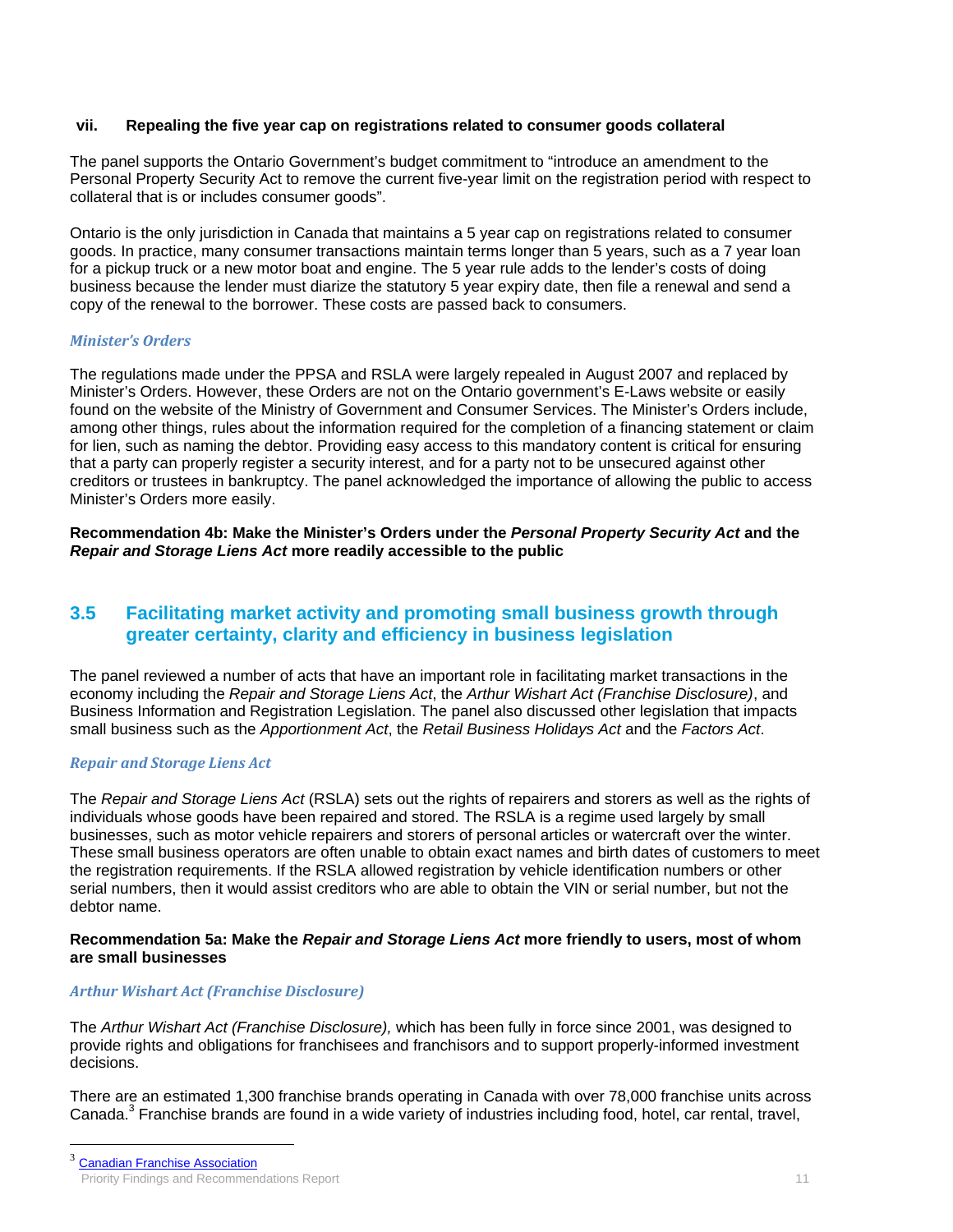### vii. Repealing the five year cap on registrations related to consumer goods collateral

The panel supports the Ontario Government's budget commitment to "introduce an amendment to the Personal Property Security Act to remove the current five-year limit on the registration period with respect to collateral that is or includes consumer goods".

Ontario is the only jurisdiction in Canada that maintains a 5 year cap on registrations related to consumer goods. In practice, many consumer transactions maintain terms longer than 5 years, such as a 7 year loan for a pickup truck or a new motor boat and engine. The 5 year rule adds to the lender's costs of doing business because the lender must diarize the statutory 5 year expiry date, then file a renewal and send a copy of the renewal to the borrower. These costs are passed back to consumers.

#### *Minister's Orders*

The regulations made under the PPSA and RSLA were largely repealed in August 2007 and replaced by Minister's Orders. However, these Orders are not on the Ontario government's E-Laws website or easily found on the website of the Ministry of Government and Consumer Services. The Minister's Orders include, among other things, rules about the information required for the completion of a financing statement or claim for lien, such as naming the debtor. Providing easy access to this mandatory content is critical for ensuring that a party can properly register a security interest, and for a party not to be unsecured against other creditors or trustees in bankruptcy. The panel acknowledged the importance of allowing the public to access Minister's Orders more easily.

**Recommendation 4b: Make the Minister's Orders under the *Personal Property Security Act* and the *Repair and Storage Liens Act* more readily accessible to the public**

## 3.5 Facilitating market activity and promoting small business growth through greater certainty, clarity and efficiency in business legislation

The panel reviewed a number of acts that have an important role in facilitating market transactions in the economy including the *Repair and Storage Liens Act*, the *Arthur Wishart Act (Franchise Disclosure)*, and Business Information and Registration Legislation. The panel also discussed other legislation that impacts small business such as the *Apportionment Act*, the *Retail Business Holidays Act* and the *Factors Act*.

#### *Repair and Storage Liens Act*

The *Repair and Storage Liens Act* (RSLA) sets out the rights of repairers and storers as well as the rights of individuals whose goods have been repaired and stored. The RSLA is a regime used largely by small businesses, such as motor vehicle repairers and storers of personal articles or watercraft over the winter. These small business operators are often unable to obtain exact names and birth dates of customers to meet the registration requirements. If the RSLA allowed registration by vehicle identification numbers or other serial numbers, then it would assist creditors who are able to obtain the VIN or serial number, but not the debtor name.

**Recommendation 5a: Make the *Repair and Storage Liens Act* more friendly to users, most of whom are small businesses**

#### *Arthur Wishart Act (Franchise Disclosure)*

The *Arthur Wishart Act (Franchise Disclosure),* which has been fully in force since 2001, was designed to provide rights and obligations for franchisees and franchisors and to support properly-informed investment decisions.

There are an estimated 1,300 franchise brands operating in Canada with over 78,000 franchise units across Canada.[3] Franchise brands are found in a wide variety of industries including food, hotel, car rental, travel,

[3] Canadian Franchise Association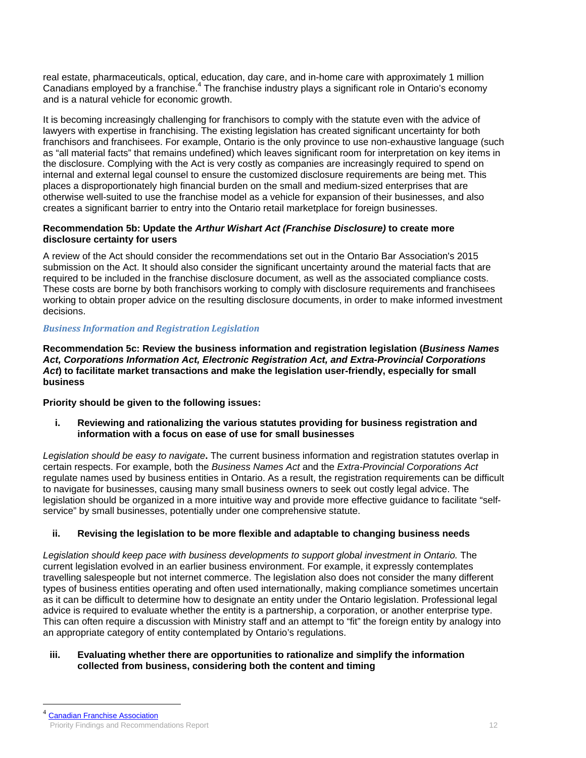real estate, pharmaceuticals, optical, education, day care, and in-home care with approximately 1 million Canadians employed by a franchise.[4] The franchise industry plays a significant role in Ontario's economy and is a natural vehicle for economic growth.

It is becoming increasingly challenging for franchisors to comply with the statute even with the advice of lawyers with expertise in franchising. The existing legislation has created significant uncertainty for both franchisors and franchisees. For example, Ontario is the only province to use non-exhaustive language (such as "all material facts" that remains undefined) which leaves significant room for interpretation on key items in the disclosure. Complying with the Act is very costly as companies are increasingly required to spend on internal and external legal counsel to ensure the customized disclosure requirements are being met. This places a disproportionately high financial burden on the small and medium-sized enterprises that are otherwise well-suited to use the franchise model as a vehicle for expansion of their businesses, and also creates a significant barrier to entry into the Ontario retail marketplace for foreign businesses.

**Recommendation 5b: Update the *Arthur Wishart Act (Franchise Disclosure)* to create more disclosure certainty for users**

A review of the Act should consider the recommendations set out in the Ontario Bar Association's 2015 submission on the Act. It should also consider the significant uncertainty around the material facts that are required to be included in the franchise disclosure document, as well as the associated compliance costs. These costs are borne by both franchisors working to comply with disclosure requirements and franchisees working to obtain proper advice on the resulting disclosure documents, in order to make informed investment decisions.

### *Business Information and Registration Legislation*

**Recommendation 5c: Review the business information and registration legislation (*Business Names Act, Corporations Information Act, Electronic Registration Act, and Extra-Provincial Corporations Act*) to facilitate market transactions and make the legislation user-friendly, especially for small business**

**Priority should be given to the following issues:**

**i. Reviewing and rationalizing the various statutes providing for business registration and information with a focus on ease of use for small businesses**

*Legislation should be easy to navigate***.** The current business information and registration statutes overlap in certain respects. For example, both the *Business Names Act* and the *Extra-Provincial Corporations Act* regulate names used by business entities in Ontario. As a result, the registration requirements can be difficult to navigate for businesses, causing many small business owners to seek out costly legal advice. The legislation should be organized in a more intuitive way and provide more effective guidance to facilitate "self-service" by small businesses, potentially under one comprehensive statute.

**ii. Revising the legislation to be more flexible and adaptable to changing business needs**

*Legislation should keep pace with business developments to support global investment in Ontario.* The current legislation evolved in an earlier business environment. For example, it expressly contemplates travelling salespeople but not internet commerce. The legislation also does not consider the many different types of business entities operating and often used internationally, making compliance sometimes uncertain as it can be difficult to determine how to designate an entity under the Ontario legislation. Professional legal advice is required to evaluate whether the entity is a partnership, a corporation, or another enterprise type. This can often require a discussion with Ministry staff and an attempt to "fit" the foreign entity by analogy into an appropriate category of entity contemplated by Ontario's regulations.

**iii. Evaluating whether there are opportunities to rationalize and simplify the information collected from business, considering both the content and timing**

[4] Canadian Franchise Association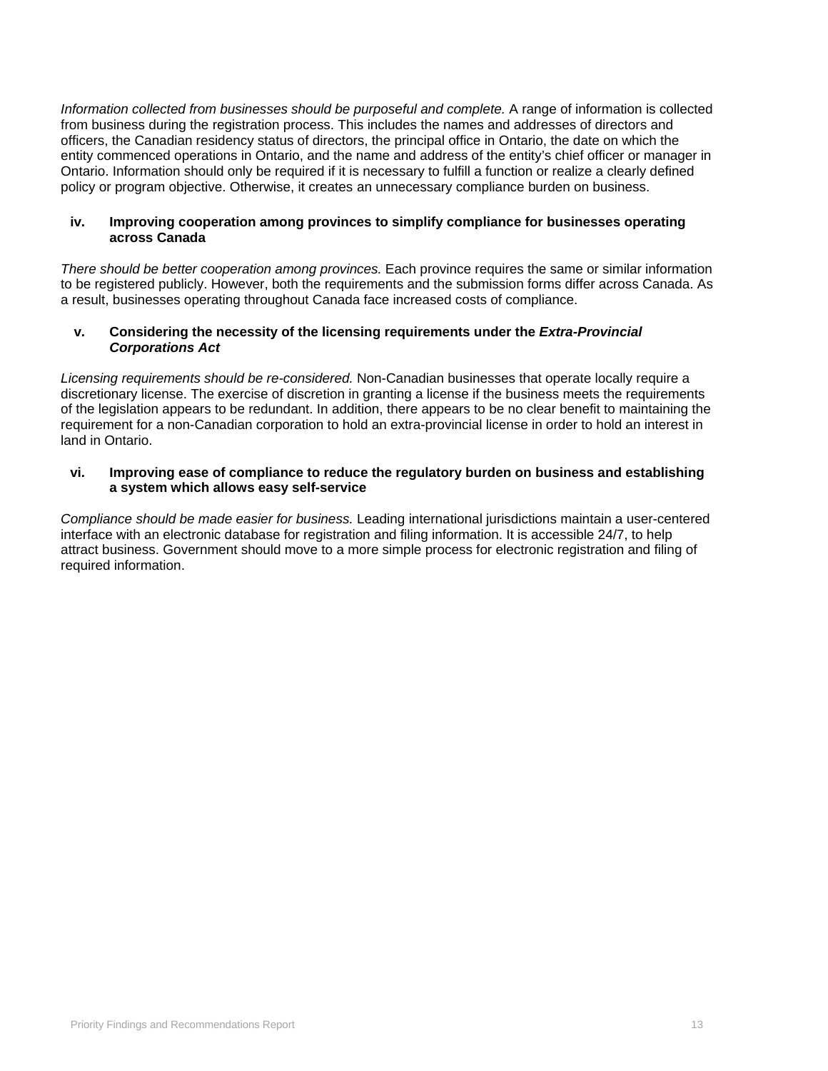*Information collected from businesses should be purposeful and complete.* A range of information is collected from business during the registration process. This includes the names and addresses of directors and officers, the Canadian residency status of directors, the principal office in Ontario, the date on which the entity commenced operations in Ontario, and the name and address of the entity's chief officer or manager in Ontario. Information should only be required if it is necessary to fulfill a function or realize a clearly defined policy or program objective. Otherwise, it creates an unnecessary compliance burden on business.

#### iv. Improving cooperation among provinces to simplify compliance for businesses operating across Canada

*There should be better cooperation among provinces.* Each province requires the same or similar information to be registered publicly. However, both the requirements and the submission forms differ across Canada. As a result, businesses operating throughout Canada face increased costs of compliance.

#### v. Considering the necessity of the licensing requirements under the *Extra-Provincial Corporations Act*

*Licensing requirements should be re-considered.* Non-Canadian businesses that operate locally require a discretionary license. The exercise of discretion in granting a license if the business meets the requirements of the legislation appears to be redundant. In addition, there appears to be no clear benefit to maintaining the requirement for a non-Canadian corporation to hold an extra-provincial license in order to hold an interest in land in Ontario.

#### vi. Improving ease of compliance to reduce the regulatory burden on business and establishing a system which allows easy self-service

*Compliance should be made easier for business.* Leading international jurisdictions maintain a user-centered interface with an electronic database for registration and filing information. It is accessible 24/7, to help attract business. Government should move to a more simple process for electronic registration and filing of required information.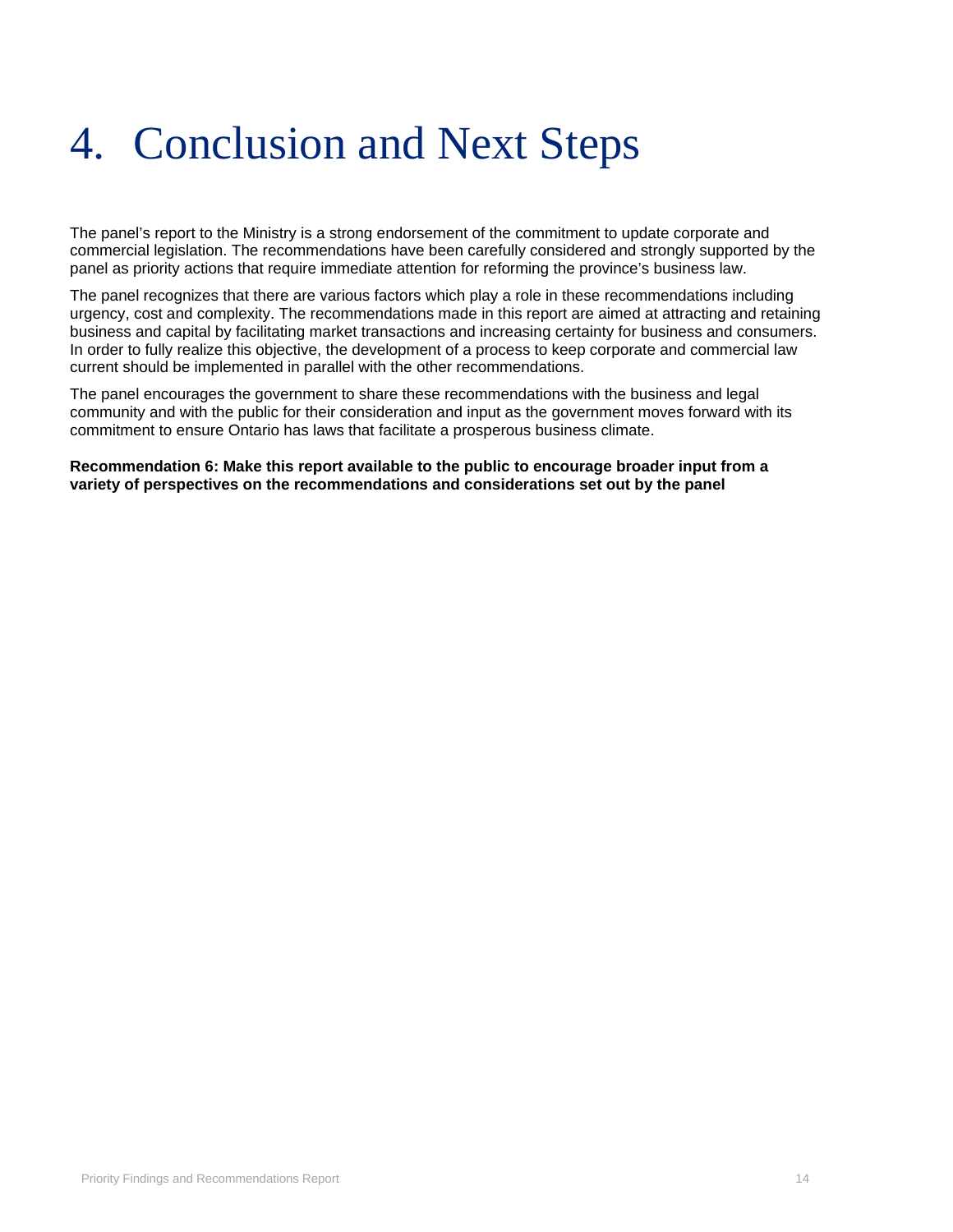# 4. Conclusion and Next Steps

The panel's report to the Ministry is a strong endorsement of the commitment to update corporate and commercial legislation. The recommendations have been carefully considered and strongly supported by the panel as priority actions that require immediate attention for reforming the province's business law.

The panel recognizes that there are various factors which play a role in these recommendations including urgency, cost and complexity. The recommendations made in this report are aimed at attracting and retaining business and capital by facilitating market transactions and increasing certainty for business and consumers. In order to fully realize this objective, the development of a process to keep corporate and commercial law current should be implemented in parallel with the other recommendations.

The panel encourages the government to share these recommendations with the business and legal community and with the public for their consideration and input as the government moves forward with its commitment to ensure Ontario has laws that facilitate a prosperous business climate.

**Recommendation 6: Make this report available to the public to encourage broader input from a variety of perspectives on the recommendations and considerations set out by the panel**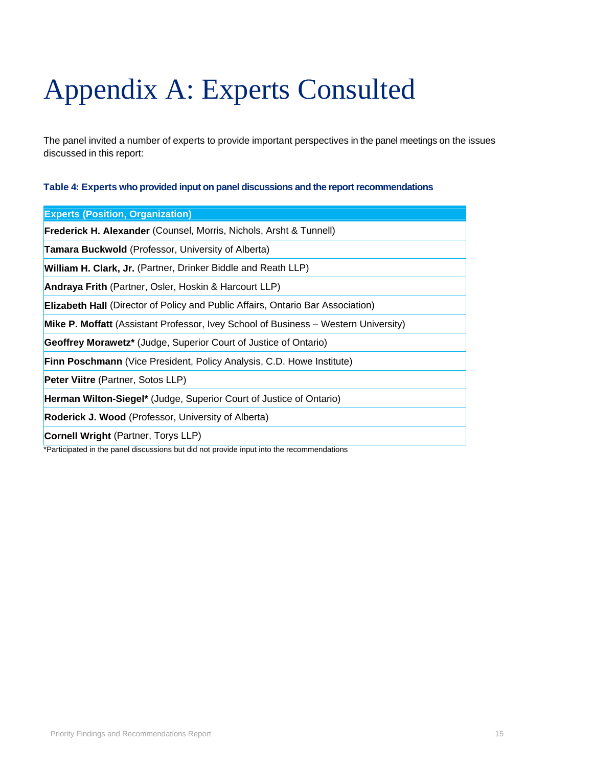# Appendix A: Experts Consulted

The panel invited a number of experts to provide important perspectives in the panel meetings on the issues discussed in this report:

**Table 4: Experts who provided input on panel discussions and the report recommendations**

| Experts (Position, Organization) |
| --- |
| **Frederick H. Alexander** (Counsel, Morris, Nichols, Arsht & Tunnell) |
| **Tamara Buckwold** (Professor, University of Alberta) |
| **William H. Clark, Jr.** (Partner, Drinker Biddle and Reath LLP) |
| **Andraya Frith** (Partner, Osler, Hoskin & Harcourt LLP) |
| **Elizabeth Hall** (Director of Policy and Public Affairs, Ontario Bar Association) |
| **Mike P. Moffatt** (Assistant Professor, Ivey School of Business – Western University) |
| **Geoffrey Morawetz*** (Judge, Superior Court of Justice of Ontario) |
| **Finn Poschmann** (Vice President, Policy Analysis, C.D. Howe Institute) |
| **Peter Viitre** (Partner, Sotos LLP) |
| **Herman Wilton-Siegel*** (Judge, Superior Court of Justice of Ontario) |
| **Roderick J. Wood** (Professor, University of Alberta) |
| **Cornell Wright** (Partner, Torys LLP) |

*Participated in the panel discussions but did not provide input into the recommendations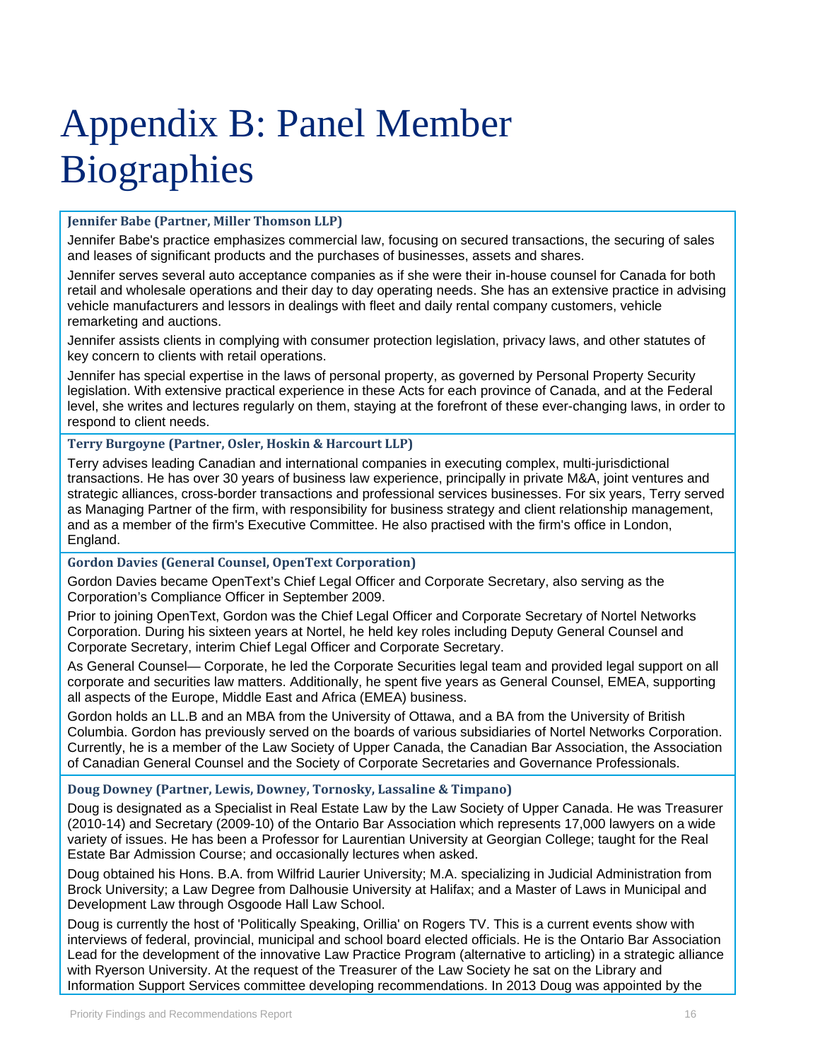# Appendix B: Panel Member Biographies

**Jennifer Babe (Partner, Miller Thomson LLP)**

Jennifer Babe's practice emphasizes commercial law, focusing on secured transactions, the securing of sales and leases of significant products and the purchases of businesses, assets and shares.

Jennifer serves several auto acceptance companies as if she were their in-house counsel for Canada for both retail and wholesale operations and their day to day operating needs. She has an extensive practice in advising vehicle manufacturers and lessors in dealings with fleet and daily rental company customers, vehicle remarketing and auctions.

Jennifer assists clients in complying with consumer protection legislation, privacy laws, and other statutes of key concern to clients with retail operations.

Jennifer has special expertise in the laws of personal property, as governed by Personal Property Security legislation. With extensive practical experience in these Acts for each province of Canada, and at the Federal level, she writes and lectures regularly on them, staying at the forefront of these ever-changing laws, in order to respond to client needs.

**Terry Burgoyne (Partner, Osler, Hoskin & Harcourt LLP)**

Terry advises leading Canadian and international companies in executing complex, multi-jurisdictional transactions. He has over 30 years of business law experience, principally in private M&A, joint ventures and strategic alliances, cross-border transactions and professional services businesses. For six years, Terry served as Managing Partner of the firm, with responsibility for business strategy and client relationship management, and as a member of the firm's Executive Committee. He also practised with the firm's office in London, England.

**Gordon Davies (General Counsel, OpenText Corporation)**

Gordon Davies became OpenText's Chief Legal Officer and Corporate Secretary, also serving as the Corporation's Compliance Officer in September 2009.

Prior to joining OpenText, Gordon was the Chief Legal Officer and Corporate Secretary of Nortel Networks Corporation. During his sixteen years at Nortel, he held key roles including Deputy General Counsel and Corporate Secretary, interim Chief Legal Officer and Corporate Secretary.

As General Counsel— Corporate, he led the Corporate Securities legal team and provided legal support on all corporate and securities law matters. Additionally, he spent five years as General Counsel, EMEA, supporting all aspects of the Europe, Middle East and Africa (EMEA) business.

Gordon holds an LL.B and an MBA from the University of Ottawa, and a BA from the University of British Columbia. Gordon has previously served on the boards of various subsidiaries of Nortel Networks Corporation. Currently, he is a member of the Law Society of Upper Canada, the Canadian Bar Association, the Association of Canadian General Counsel and the Society of Corporate Secretaries and Governance Professionals.

**Doug Downey (Partner, Lewis, Downey, Tornosky, Lassaline & Timpano)**

Doug is designated as a Specialist in Real Estate Law by the Law Society of Upper Canada. He was Treasurer (2010-14) and Secretary (2009-10) of the Ontario Bar Association which represents 17,000 lawyers on a wide variety of issues. He has been a Professor for Laurentian University at Georgian College; taught for the Real Estate Bar Admission Course; and occasionally lectures when asked.

Doug obtained his Hons. B.A. from Wilfrid Laurier University; M.A. specializing in Judicial Administration from Brock University; a Law Degree from Dalhousie University at Halifax; and a Master of Laws in Municipal and Development Law through Osgoode Hall Law School.

Doug is currently the host of 'Politically Speaking, Orillia' on Rogers TV. This is a current events show with interviews of federal, provincial, municipal and school board elected officials. He is the Ontario Bar Association Lead for the development of the innovative Law Practice Program (alternative to articling) in a strategic alliance with Ryerson University. At the request of the Treasurer of the Law Society he sat on the Library and Information Support Services committee developing recommendations. In 2013 Doug was appointed by the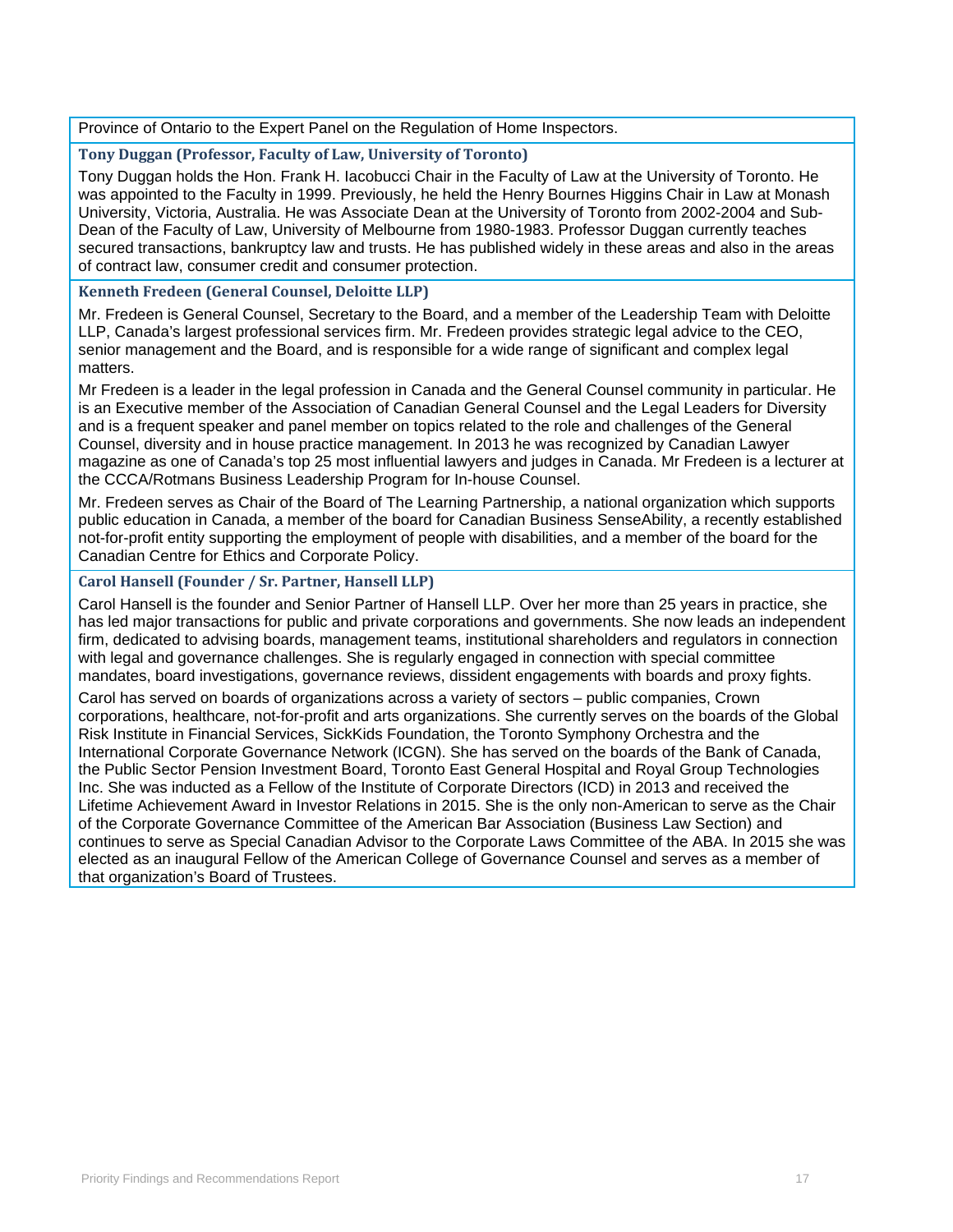Province of Ontario to the Expert Panel on the Regulation of Home Inspectors.

**Tony Duggan (Professor, Faculty of Law, University of Toronto)**

Tony Duggan holds the Hon. Frank H. Iacobucci Chair in the Faculty of Law at the University of Toronto. He was appointed to the Faculty in 1999. Previously, he held the Henry Bournes Higgins Chair in Law at Monash University, Victoria, Australia. He was Associate Dean at the University of Toronto from 2002-2004 and Sub-Dean of the Faculty of Law, University of Melbourne from 1980-1983. Professor Duggan currently teaches secured transactions, bankruptcy law and trusts. He has published widely in these areas and also in the areas of contract law, consumer credit and consumer protection.

**Kenneth Fredeen (General Counsel, Deloitte LLP)**

Mr. Fredeen is General Counsel, Secretary to the Board, and a member of the Leadership Team with Deloitte LLP, Canada's largest professional services firm. Mr. Fredeen provides strategic legal advice to the CEO, senior management and the Board, and is responsible for a wide range of significant and complex legal matters.

Mr Fredeen is a leader in the legal profession in Canada and the General Counsel community in particular. He is an Executive member of the Association of Canadian General Counsel and the Legal Leaders for Diversity and is a frequent speaker and panel member on topics related to the role and challenges of the General Counsel, diversity and in house practice management. In 2013 he was recognized by Canadian Lawyer magazine as one of Canada's top 25 most influential lawyers and judges in Canada. Mr Fredeen is a lecturer at the CCCA/Rotmans Business Leadership Program for In-house Counsel.

Mr. Fredeen serves as Chair of the Board of The Learning Partnership, a national organization which supports public education in Canada, a member of the board for Canadian Business SenseAbility, a recently established not-for-profit entity supporting the employment of people with disabilities, and a member of the board for the Canadian Centre for Ethics and Corporate Policy.

**Carol Hansell (Founder / Sr. Partner, Hansell LLP)**

Carol Hansell is the founder and Senior Partner of Hansell LLP. Over her more than 25 years in practice, she has led major transactions for public and private corporations and governments. She now leads an independent firm, dedicated to advising boards, management teams, institutional shareholders and regulators in connection with legal and governance challenges. She is regularly engaged in connection with special committee mandates, board investigations, governance reviews, dissident engagements with boards and proxy fights.

Carol has served on boards of organizations across a variety of sectors – public companies, Crown corporations, healthcare, not-for-profit and arts organizations. She currently serves on the boards of the Global Risk Institute in Financial Services, SickKids Foundation, the Toronto Symphony Orchestra and the International Corporate Governance Network (ICGN). She has served on the boards of the Bank of Canada, the Public Sector Pension Investment Board, Toronto East General Hospital and Royal Group Technologies Inc. She was inducted as a Fellow of the Institute of Corporate Directors (ICD) in 2013 and received the Lifetime Achievement Award in Investor Relations in 2015. She is the only non-American to serve as the Chair of the Corporate Governance Committee of the American Bar Association (Business Law Section) and continues to serve as Special Canadian Advisor to the Corporate Laws Committee of the ABA. In 2015 she was elected as an inaugural Fellow of the American College of Governance Counsel and serves as a member of that organization's Board of Trustees.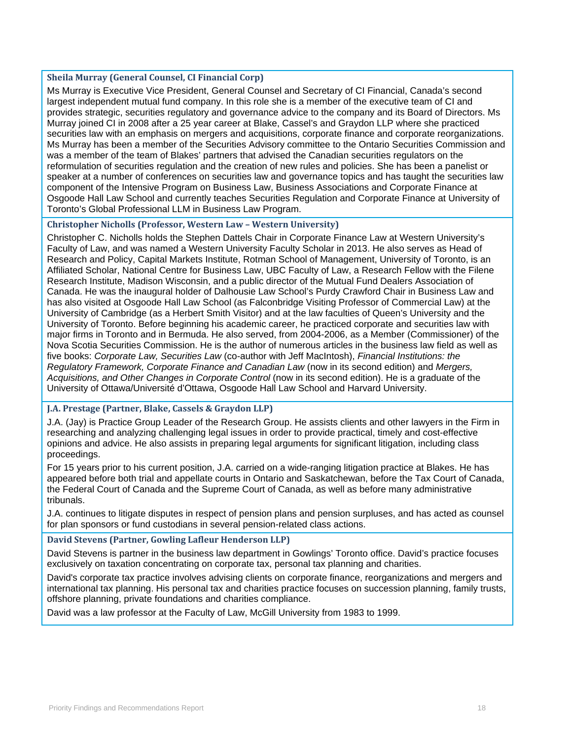### Sheila Murray (General Counsel, CI Financial Corp)

Ms Murray is Executive Vice President, General Counsel and Secretary of CI Financial, Canada's second largest independent mutual fund company. In this role she is a member of the executive team of CI and provides strategic, securities regulatory and governance advice to the company and its Board of Directors. Ms Murray joined CI in 2008 after a 25 year career at Blake, Cassel's and Graydon LLP where she practiced securities law with an emphasis on mergers and acquisitions, corporate finance and corporate reorganizations. Ms Murray has been a member of the Securities Advisory committee to the Ontario Securities Commission and was a member of the team of Blakes' partners that advised the Canadian securities regulators on the reformulation of securities regulation and the creation of new rules and policies. She has been a panelist or speaker at a number of conferences on securities law and governance topics and has taught the securities law component of the Intensive Program on Business Law, Business Associations and Corporate Finance at Osgoode Hall Law School and currently teaches Securities Regulation and Corporate Finance at University of Toronto's Global Professional LLM in Business Law Program.

### Christopher Nicholls (Professor, Western Law – Western University)

Christopher C. Nicholls holds the Stephen Dattels Chair in Corporate Finance Law at Western University's Faculty of Law, and was named a Western University Faculty Scholar in 2013. He also serves as Head of Research and Policy, Capital Markets Institute, Rotman School of Management, University of Toronto, is an Affiliated Scholar, National Centre for Business Law, UBC Faculty of Law, a Research Fellow with the Filene Research Institute, Madison Wisconsin, and a public director of the Mutual Fund Dealers Association of Canada. He was the inaugural holder of Dalhousie Law School's Purdy Crawford Chair in Business Law and has also visited at Osgoode Hall Law School (as Falconbridge Visiting Professor of Commercial Law) at the University of Cambridge (as a Herbert Smith Visitor) and at the law faculties of Queen's University and the University of Toronto. Before beginning his academic career, he practiced corporate and securities law with major firms in Toronto and in Bermuda. He also served, from 2004-2006, as a Member (Commissioner) of the Nova Scotia Securities Commission. He is the author of numerous articles in the business law field as well as five books: *Corporate Law, Securities Law* (co-author with Jeff MacIntosh), *Financial Institutions: the Regulatory Framework, Corporate Finance and Canadian Law* (now in its second edition) and *Mergers, Acquisitions, and Other Changes in Corporate Control* (now in its second edition). He is a graduate of the University of Ottawa/Université d'Ottawa, Osgoode Hall Law School and Harvard University.

### J.A. Prestage (Partner, Blake, Cassels & Graydon LLP)

J.A. (Jay) is Practice Group Leader of the Research Group. He assists clients and other lawyers in the Firm in researching and analyzing challenging legal issues in order to provide practical, timely and cost-effective opinions and advice. He also assists in preparing legal arguments for significant litigation, including class proceedings.

For 15 years prior to his current position, J.A. carried on a wide-ranging litigation practice at Blakes. He has appeared before both trial and appellate courts in Ontario and Saskatchewan, before the Tax Court of Canada, the Federal Court of Canada and the Supreme Court of Canada, as well as before many administrative tribunals.

J.A. continues to litigate disputes in respect of pension plans and pension surpluses, and has acted as counsel for plan sponsors or fund custodians in several pension-related class actions.

### David Stevens (Partner, Gowling Lafleur Henderson LLP)

David Stevens is partner in the business law department in Gowlings' Toronto office. David's practice focuses exclusively on taxation concentrating on corporate tax, personal tax planning and charities.

David's corporate tax practice involves advising clients on corporate finance, reorganizations and mergers and international tax planning. His personal tax and charities practice focuses on succession planning, family trusts, offshore planning, private foundations and charities compliance.

David was a law professor at the Faculty of Law, McGill University from 1983 to 1999.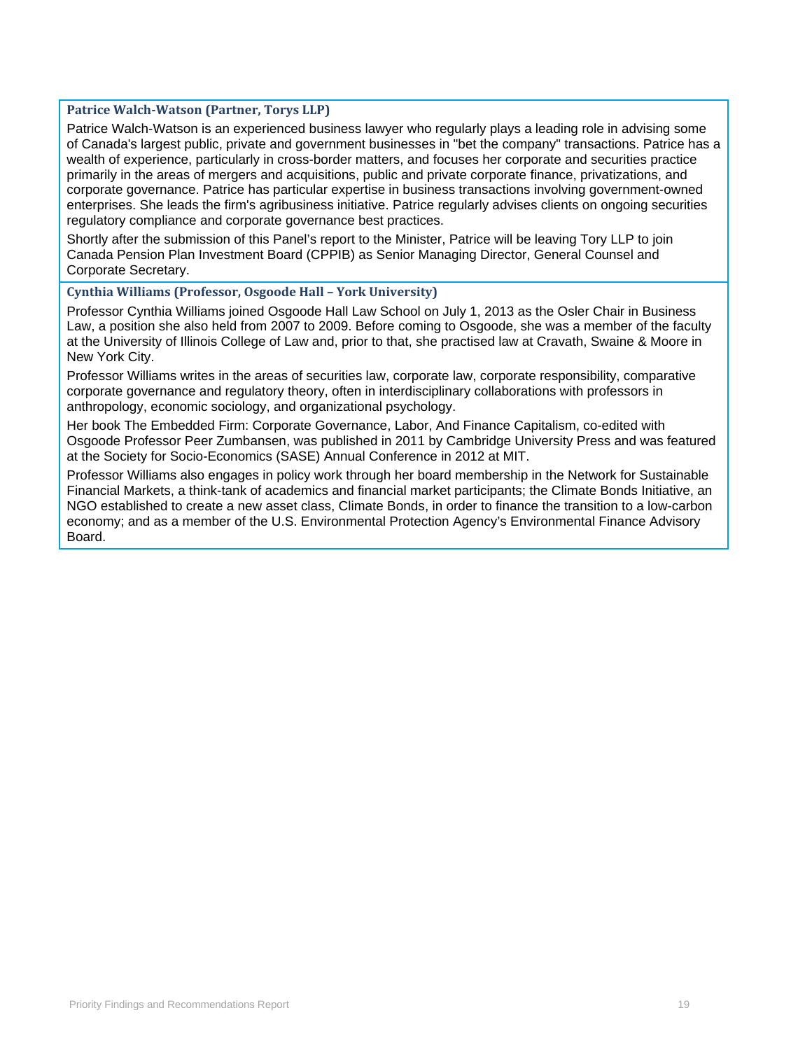**Patrice Walch-Watson (Partner, Torys LLP)**

Patrice Walch-Watson is an experienced business lawyer who regularly plays a leading role in advising some of Canada's largest public, private and government businesses in "bet the company" transactions. Patrice has a wealth of experience, particularly in cross-border matters, and focuses her corporate and securities practice primarily in the areas of mergers and acquisitions, public and private corporate finance, privatizations, and corporate governance. Patrice has particular expertise in business transactions involving government-owned enterprises. She leads the firm's agribusiness initiative. Patrice regularly advises clients on ongoing securities regulatory compliance and corporate governance best practices.

Shortly after the submission of this Panel's report to the Minister, Patrice will be leaving Tory LLP to join Canada Pension Plan Investment Board (CPPIB) as Senior Managing Director, General Counsel and Corporate Secretary.

**Cynthia Williams (Professor, Osgoode Hall – York University)**

Professor Cynthia Williams joined Osgoode Hall Law School on July 1, 2013 as the Osler Chair in Business Law, a position she also held from 2007 to 2009. Before coming to Osgoode, she was a member of the faculty at the University of Illinois College of Law and, prior to that, she practised law at Cravath, Swaine & Moore in New York City.

Professor Williams writes in the areas of securities law, corporate law, corporate responsibility, comparative corporate governance and regulatory theory, often in interdisciplinary collaborations with professors in anthropology, economic sociology, and organizational psychology.

Her book The Embedded Firm: Corporate Governance, Labor, And Finance Capitalism, co-edited with Osgoode Professor Peer Zumbansen, was published in 2011 by Cambridge University Press and was featured at the Society for Socio-Economics (SASE) Annual Conference in 2012 at MIT.

Professor Williams also engages in policy work through her board membership in the Network for Sustainable Financial Markets, a think-tank of academics and financial market participants; the Climate Bonds Initiative, an NGO established to create a new asset class, Climate Bonds, in order to finance the transition to a low-carbon economy; and as a member of the U.S. Environmental Protection Agency's Environmental Finance Advisory Board.